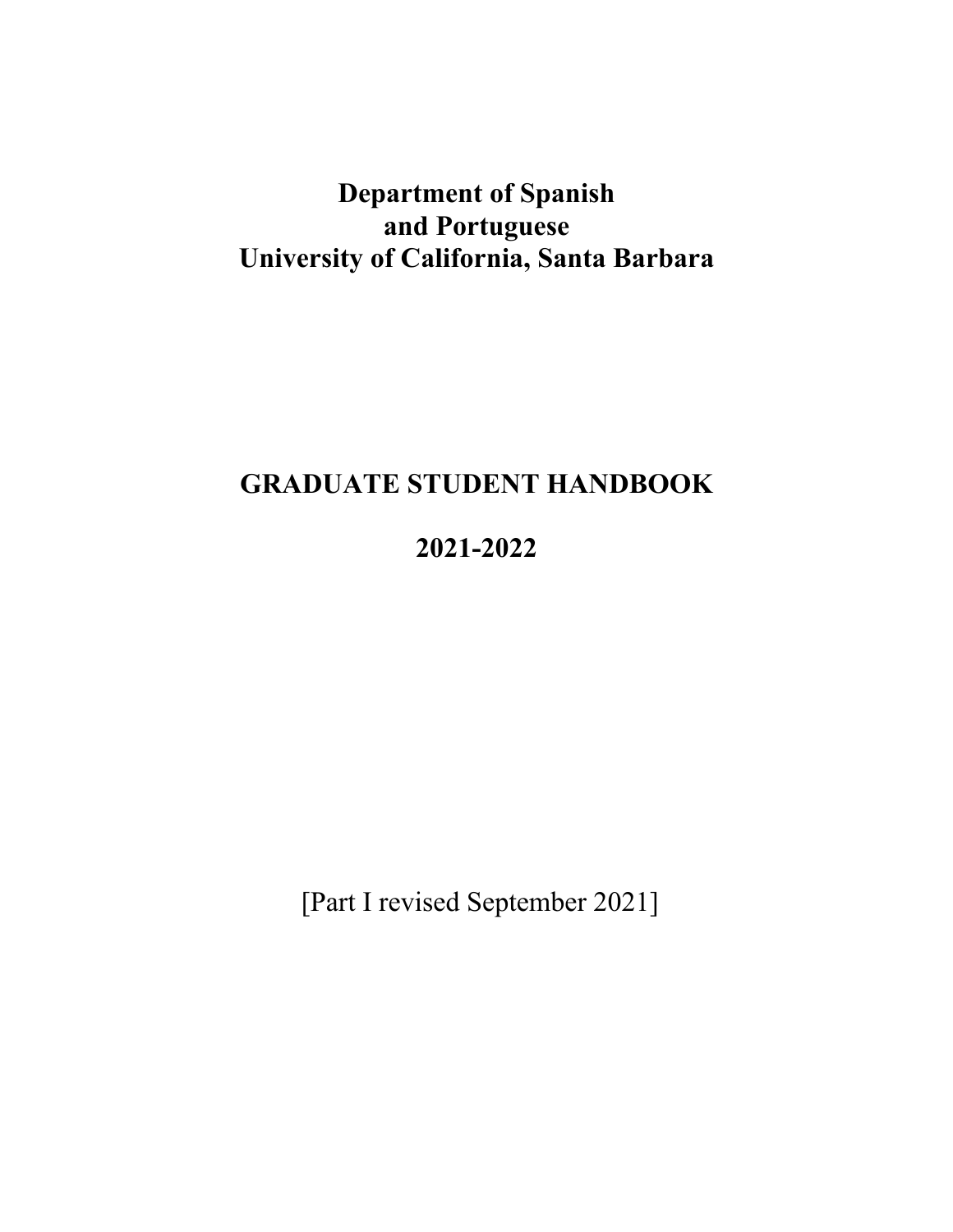# Department of Spanish and Portuguese
# University of California, Santa Barbara

# GRADUATE STUDENT HANDBOOK

# 2021-2022

[Part I revised September 2021]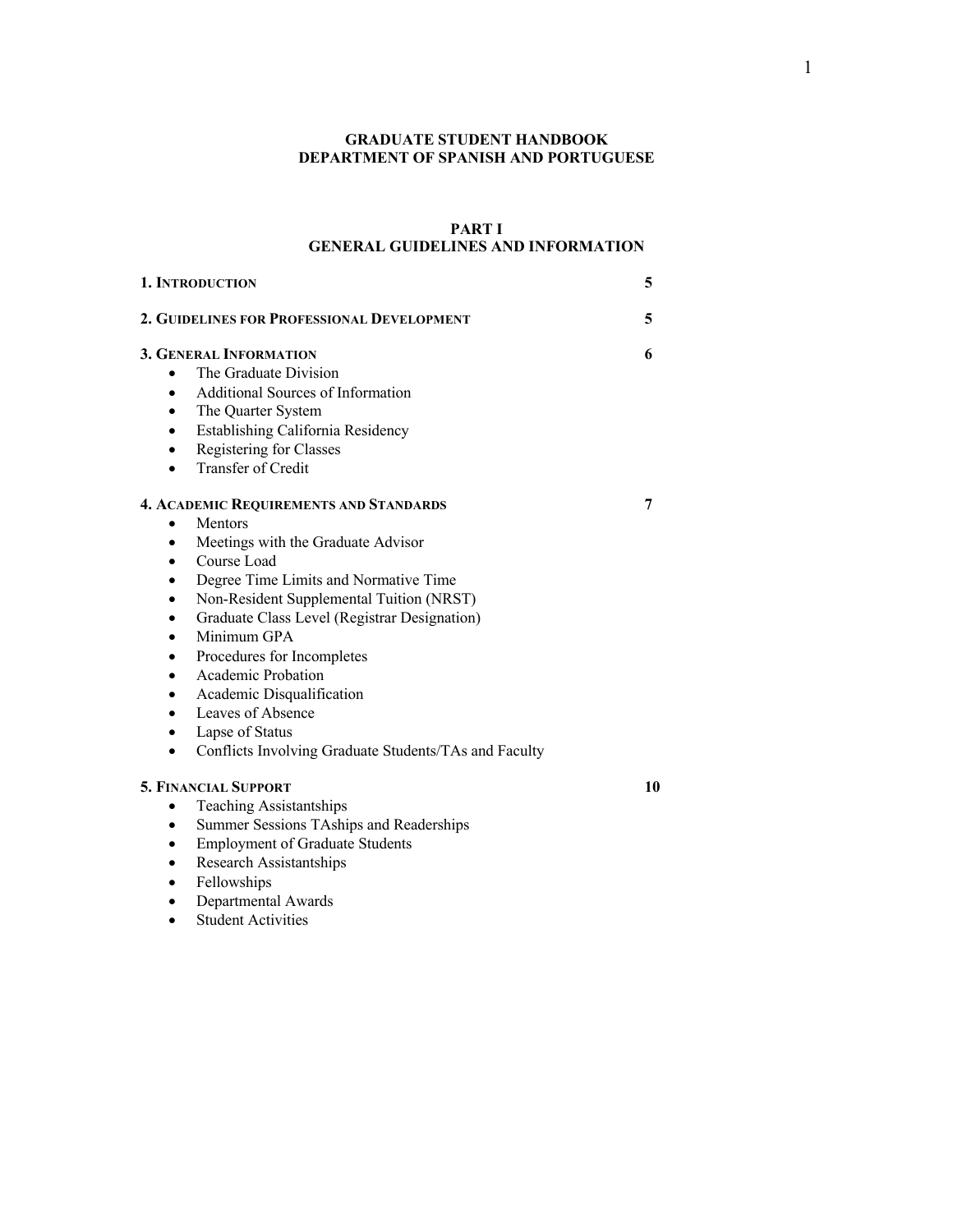# GRADUATE STUDENT HANDBOOK
# DEPARTMENT OF SPANISH AND PORTUGUESE

## PART I
## GENERAL GUIDELINES AND INFORMATION

**1. INTRODUCTION** **5**

**2. GUIDELINES FOR PROFESSIONAL DEVELOPMENT** **5**

**3. GENERAL INFORMATION** **6**

- The Graduate Division
- Additional Sources of Information
- The Quarter System
- Establishing California Residency
- Registering for Classes
- Transfer of Credit

**4. ACADEMIC REQUIREMENTS AND STANDARDS** **7**

- Mentors
- Meetings with the Graduate Advisor
- Course Load
- Degree Time Limits and Normative Time
- Non-Resident Supplemental Tuition (NRST)
- Graduate Class Level (Registrar Designation)
- Minimum GPA
- Procedures for Incompletes
- Academic Probation
- Academic Disqualification
- Leaves of Absence
- Lapse of Status
- Conflicts Involving Graduate Students/TAs and Faculty

**5. FINANCIAL SUPPORT** **10**

- Teaching Assistantships
- Summer Sessions TAships and Readerships
- Employment of Graduate Students
- Research Assistantships
- Fellowships
- Departmental Awards
- Student Activities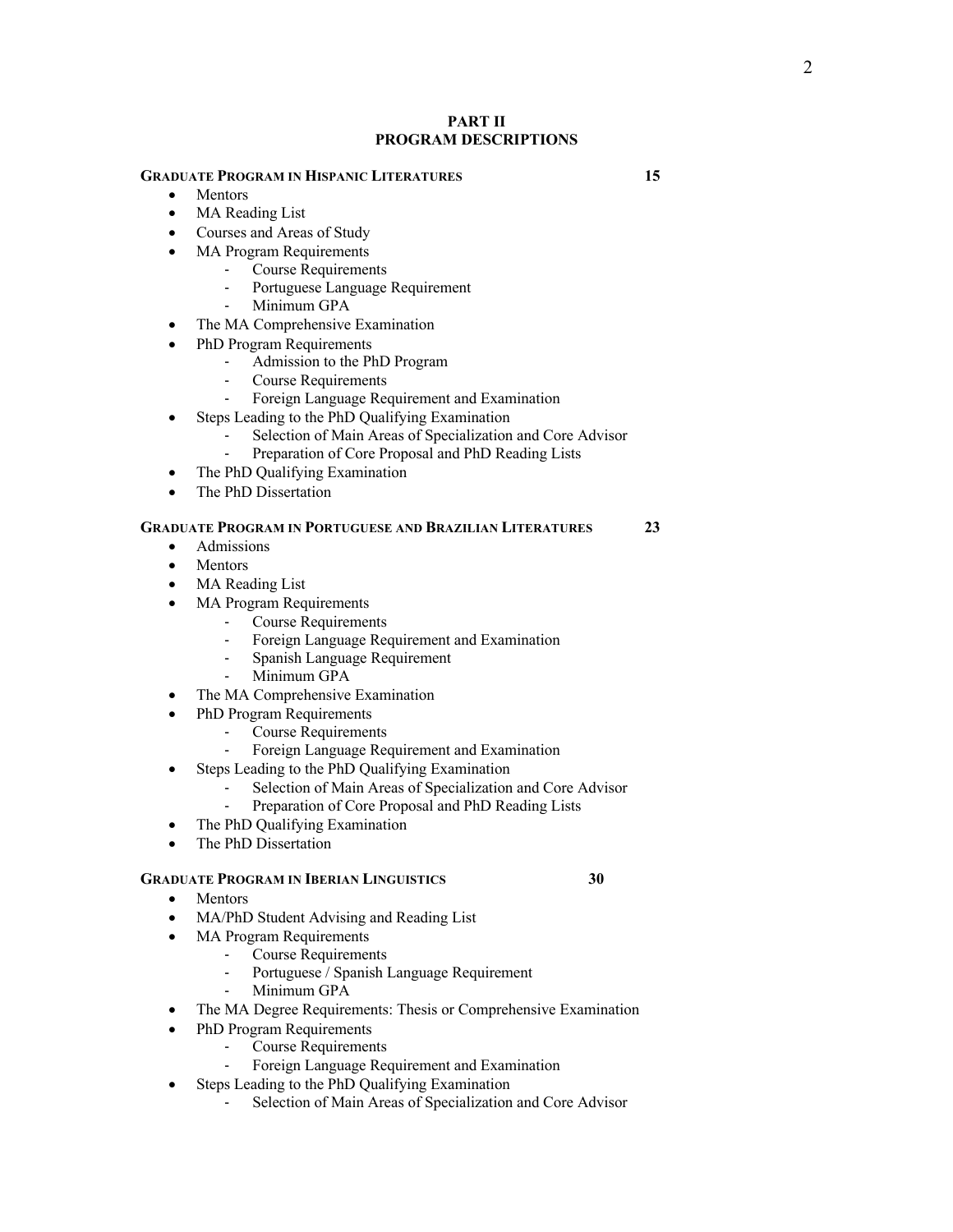# PART II
# PROGRAM DESCRIPTIONS

**GRADUATE PROGRAM IN HISPANIC LITERATURES** 15

- Mentors
- MA Reading List
- Courses and Areas of Study
- MA Program Requirements
  - Course Requirements
  - Portuguese Language Requirement
  - Minimum GPA
- The MA Comprehensive Examination
- PhD Program Requirements
  - Admission to the PhD Program
  - Course Requirements
  - Foreign Language Requirement and Examination
- Steps Leading to the PhD Qualifying Examination
  - Selection of Main Areas of Specialization and Core Advisor
  - Preparation of Core Proposal and PhD Reading Lists
- The PhD Qualifying Examination
- The PhD Dissertation

**GRADUATE PROGRAM IN PORTUGUESE AND BRAZILIAN LITERATURES** 23

- Admissions
- Mentors
- MA Reading List
- MA Program Requirements
  - Course Requirements
  - Foreign Language Requirement and Examination
  - Spanish Language Requirement
  - Minimum GPA
- The MA Comprehensive Examination
- PhD Program Requirements
  - Course Requirements
  - Foreign Language Requirement and Examination
- Steps Leading to the PhD Qualifying Examination
  - Selection of Main Areas of Specialization and Core Advisor
  - Preparation of Core Proposal and PhD Reading Lists
- The PhD Qualifying Examination
- The PhD Dissertation

**GRADUATE PROGRAM IN IBERIAN LINGUISTICS** 30

- Mentors
- MA/PhD Student Advising and Reading List
- MA Program Requirements
  - Course Requirements
  - Portuguese / Spanish Language Requirement
  - Minimum GPA
- The MA Degree Requirements: Thesis or Comprehensive Examination
- PhD Program Requirements
  - Course Requirements
  - Foreign Language Requirement and Examination
- Steps Leading to the PhD Qualifying Examination
  - Selection of Main Areas of Specialization and Core Advisor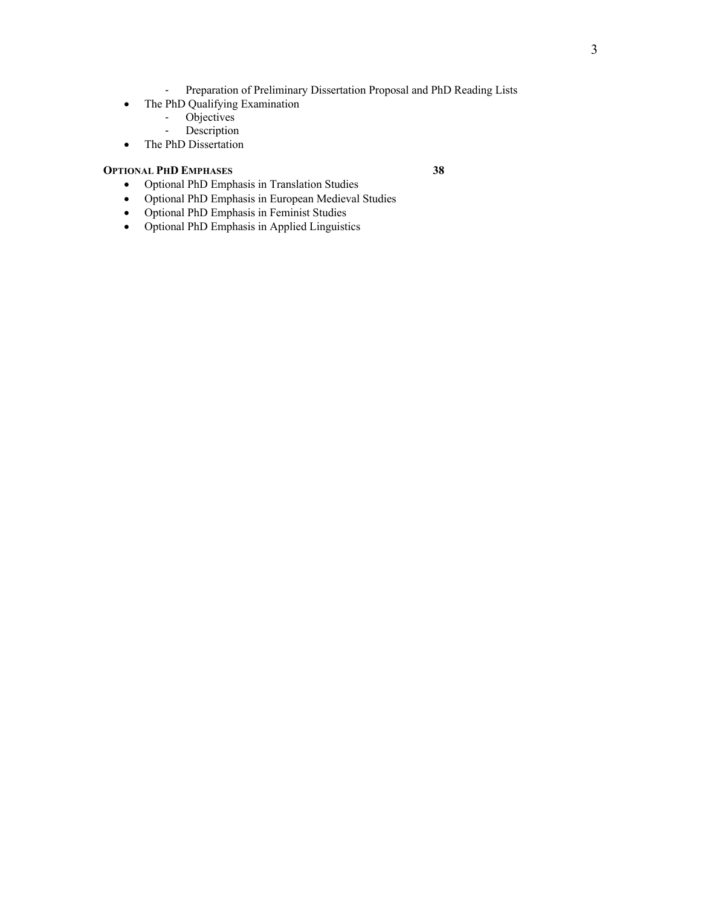- Preparation of Preliminary Dissertation Proposal and PhD Reading Lists
- The PhD Qualifying Examination
   - Objectives
   - Description
- The PhD Dissertation

**OPTIONAL PHD EMPHASES** **38**

- Optional PhD Emphasis in Translation Studies
- Optional PhD Emphasis in European Medieval Studies
- Optional PhD Emphasis in Feminist Studies
- Optional PhD Emphasis in Applied Linguistics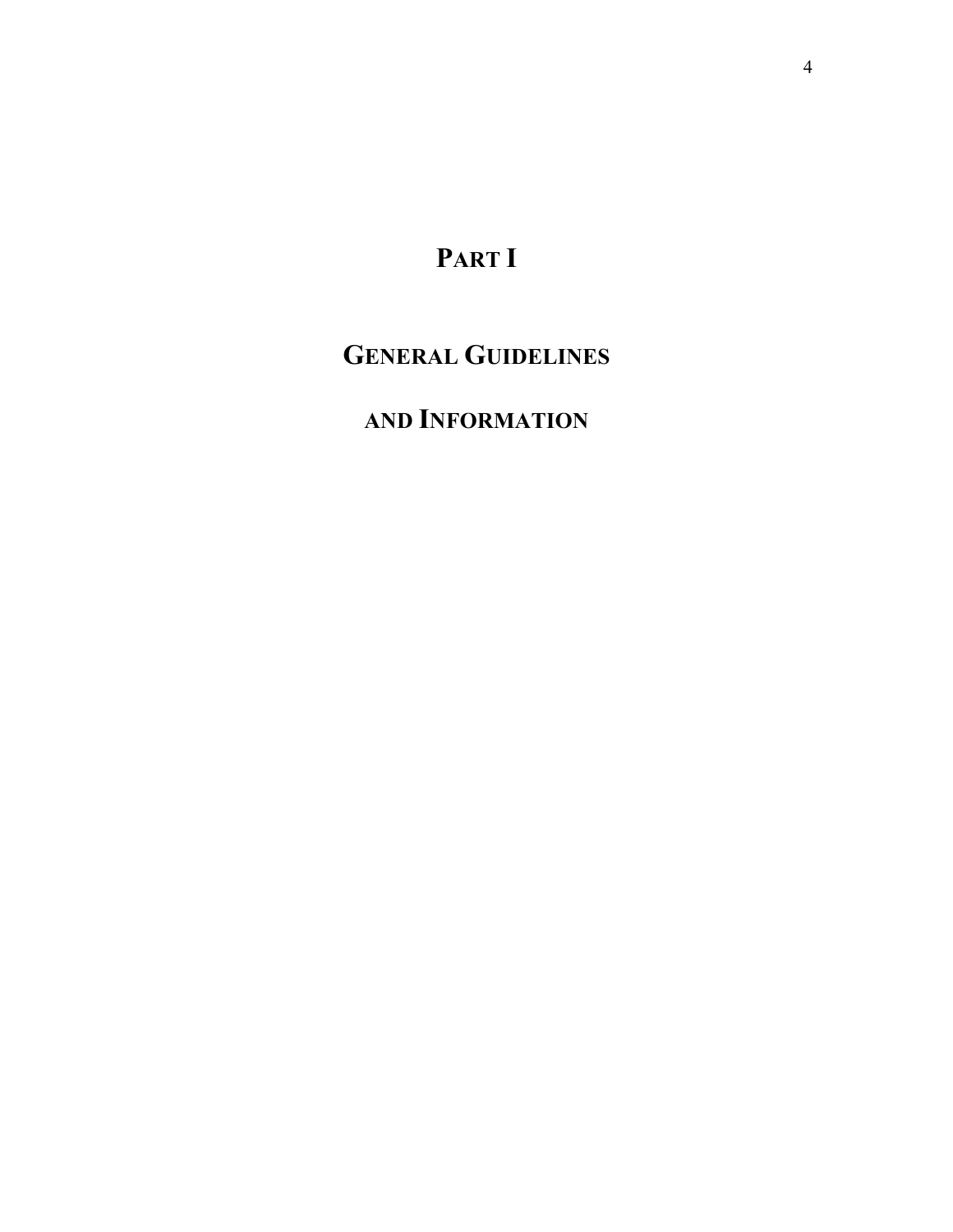# PART I

# GENERAL GUIDELINES

# AND INFORMATION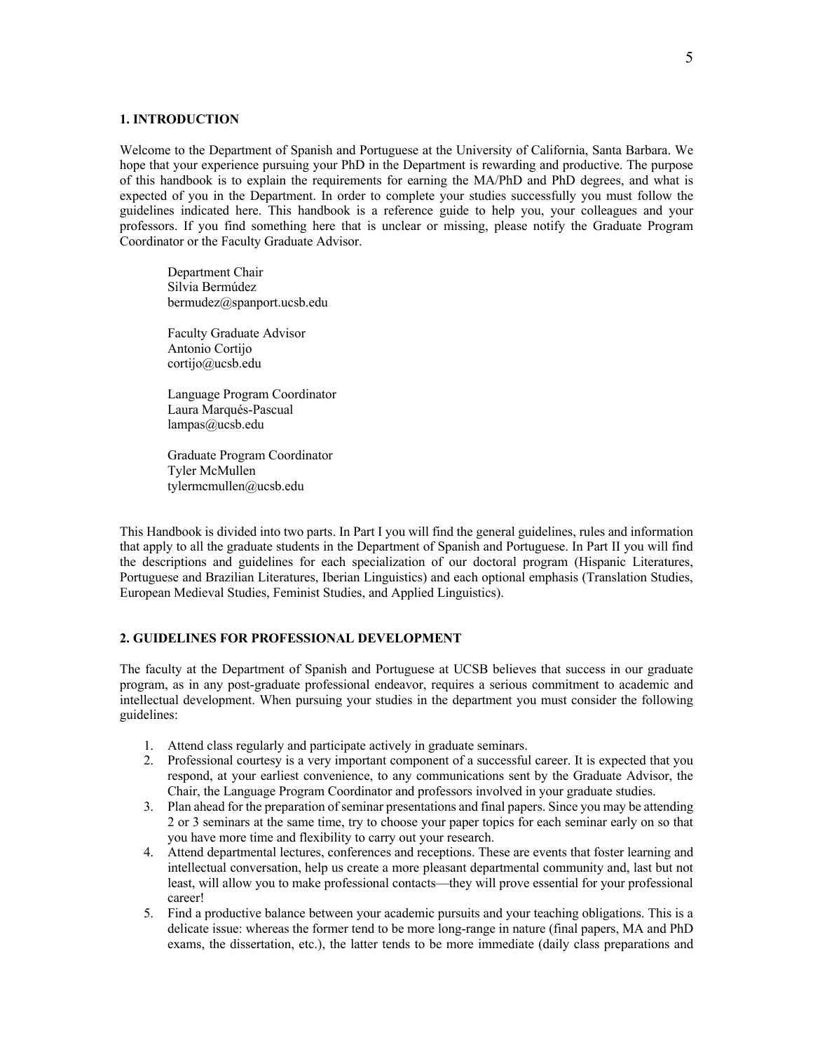## 1. INTRODUCTION

Welcome to the Department of Spanish and Portuguese at the University of California, Santa Barbara. We hope that your experience pursuing your PhD in the Department is rewarding and productive. The purpose of this handbook is to explain the requirements for earning the MA/PhD and PhD degrees, and what is expected of you in the Department. In order to complete your studies successfully you must follow the guidelines indicated here. This handbook is a reference guide to help you, your colleagues and your professors. If you find something here that is unclear or missing, please notify the Graduate Program Coordinator or the Faculty Graduate Advisor.

Department Chair
Silvia Bermúdez
bermudez@spanport.ucsb.edu

Faculty Graduate Advisor
Antonio Cortijo
cortijo@ucsb.edu

Language Program Coordinator
Laura Marqués-Pascual
lampas@ucsb.edu

Graduate Program Coordinator
Tyler McMullen
tylermcmullen@ucsb.edu

This Handbook is divided into two parts. In Part I you will find the general guidelines, rules and information that apply to all the graduate students in the Department of Spanish and Portuguese. In Part II you will find the descriptions and guidelines for each specialization of our doctoral program (Hispanic Literatures, Portuguese and Brazilian Literatures, Iberian Linguistics) and each optional emphasis (Translation Studies, European Medieval Studies, Feminist Studies, and Applied Linguistics).

## 2. GUIDELINES FOR PROFESSIONAL DEVELOPMENT

The faculty at the Department of Spanish and Portuguese at UCSB believes that success in our graduate program, as in any post-graduate professional endeavor, requires a serious commitment to academic and intellectual development. When pursuing your studies in the department you must consider the following guidelines:

1. Attend class regularly and participate actively in graduate seminars.
2. Professional courtesy is a very important component of a successful career. It is expected that you respond, at your earliest convenience, to any communications sent by the Graduate Advisor, the Chair, the Language Program Coordinator and professors involved in your graduate studies.
3. Plan ahead for the preparation of seminar presentations and final papers. Since you may be attending 2 or 3 seminars at the same time, try to choose your paper topics for each seminar early on so that you have more time and flexibility to carry out your research.
4. Attend departmental lectures, conferences and receptions. These are events that foster learning and intellectual conversation, help us create a more pleasant departmental community and, last but not least, will allow you to make professional contacts—they will prove essential for your professional career!
5. Find a productive balance between your academic pursuits and your teaching obligations. This is a delicate issue: whereas the former tend to be more long-range in nature (final papers, MA and PhD exams, the dissertation, etc.), the latter tends to be more immediate (daily class preparations and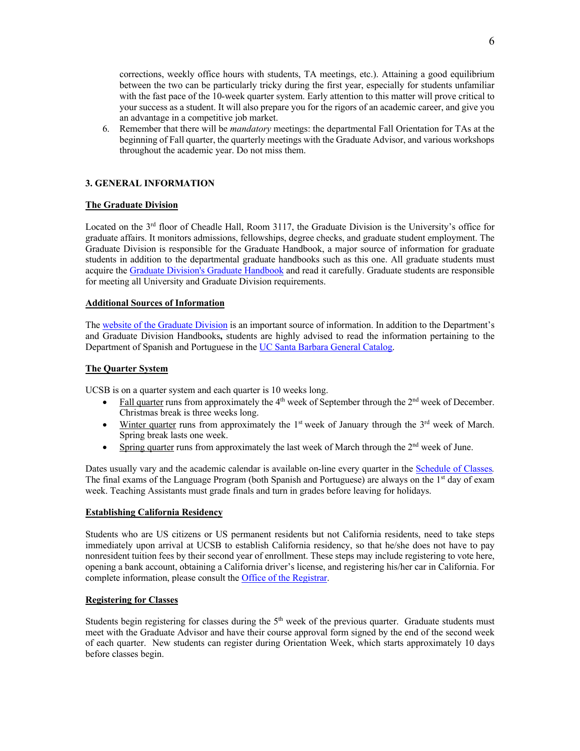corrections, weekly office hours with students, TA meetings, etc.). Attaining a good equilibrium between the two can be particularly tricky during the first year, especially for students unfamiliar with the fast pace of the 10-week quarter system. Early attention to this matter will prove critical to your success as a student. It will also prepare you for the rigors of an academic career, and give you an advantage in a competitive job market.

6. Remember that there will be *mandatory* meetings: the departmental Fall Orientation for TAs at the beginning of Fall quarter, the quarterly meetings with the Graduate Advisor, and various workshops throughout the academic year. Do not miss them.

## 3. GENERAL INFORMATION

### The Graduate Division

Located on the 3rd floor of Cheadle Hall, Room 3117, the Graduate Division is the University's office for graduate affairs. It monitors admissions, fellowships, degree checks, and graduate student employment. The Graduate Division is responsible for the Graduate Handbook, a major source of information for graduate students in addition to the departmental graduate handbooks such as this one. All graduate students must acquire the Graduate Division's Graduate Handbook and read it carefully. Graduate students are responsible for meeting all University and Graduate Division requirements.

### Additional Sources of Information

The website of the Graduate Division is an important source of information. In addition to the Department's and Graduate Division Handbooks**,** students are highly advised to read the information pertaining to the Department of Spanish and Portuguese in the UC Santa Barbara General Catalog.

### The Quarter System

UCSB is on a quarter system and each quarter is 10 weeks long.

- Fall quarter runs from approximately the 4th week of September through the 2nd week of December. Christmas break is three weeks long.
- Winter quarter runs from approximately the 1st week of January through the 3rd week of March. Spring break lasts one week.
- Spring quarter runs from approximately the last week of March through the 2nd week of June.

Dates usually vary and the academic calendar is available on-line every quarter in the Schedule of Classes. The final exams of the Language Program (both Spanish and Portuguese) are always on the 1st day of exam week. Teaching Assistants must grade finals and turn in grades before leaving for holidays.

### Establishing California Residency

Students who are US citizens or US permanent residents but not California residents, need to take steps immediately upon arrival at UCSB to establish California residency, so that he/she does not have to pay nonresident tuition fees by their second year of enrollment. These steps may include registering to vote here, opening a bank account, obtaining a California driver's license, and registering his/her car in California. For complete information, please consult the Office of the Registrar.

### Registering for Classes

Students begin registering for classes during the 5th week of the previous quarter. Graduate students must meet with the Graduate Advisor and have their course approval form signed by the end of the second week of each quarter. New students can register during Orientation Week, which starts approximately 10 days before classes begin.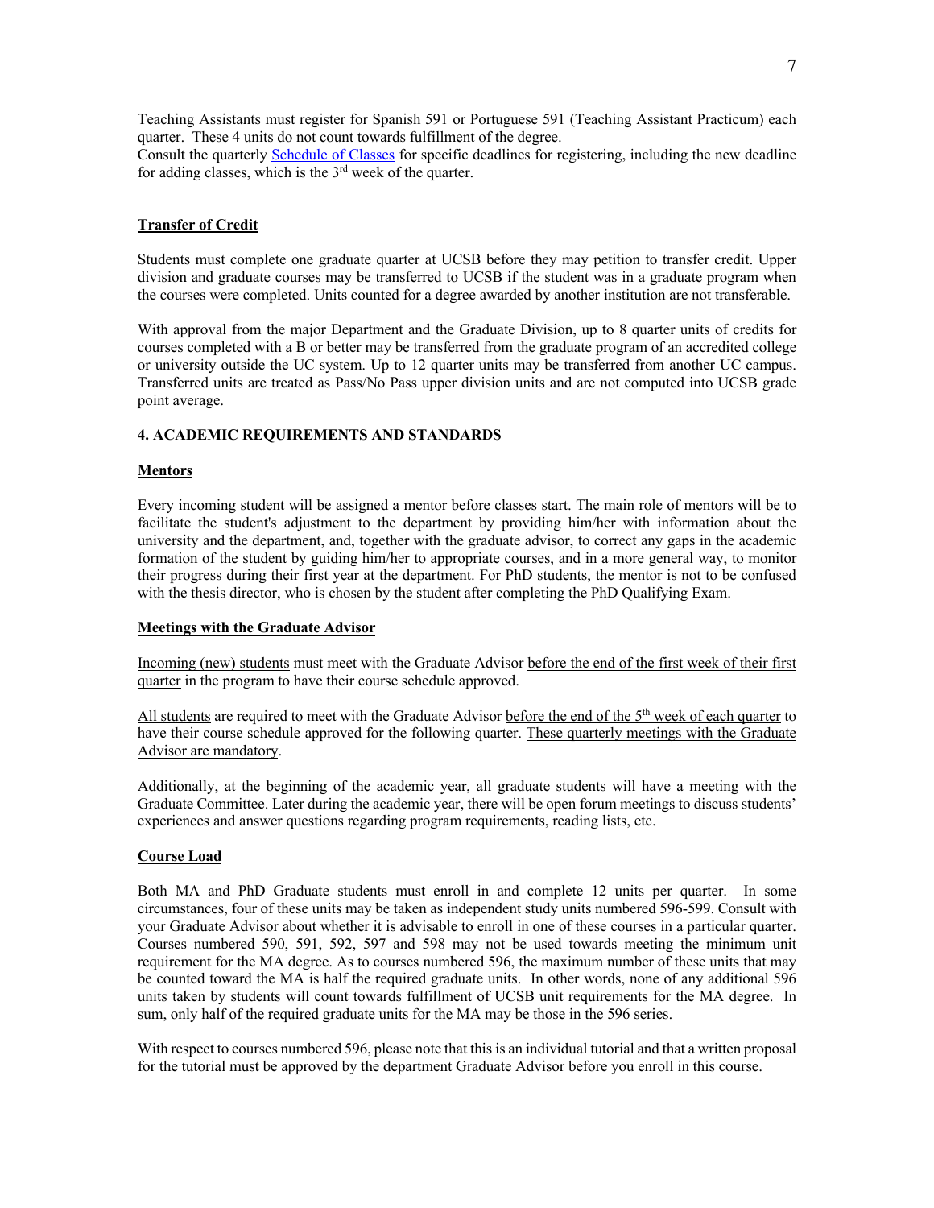Teaching Assistants must register for Spanish 591 or Portuguese 591 (Teaching Assistant Practicum) each quarter. These 4 units do not count towards fulfillment of the degree.
Consult the quarterly Schedule of Classes for specific deadlines for registering, including the new deadline for adding classes, which is the 3rd week of the quarter.

**Transfer of Credit**

Students must complete one graduate quarter at UCSB before they may petition to transfer credit. Upper division and graduate courses may be transferred to UCSB if the student was in a graduate program when the courses were completed. Units counted for a degree awarded by another institution are not transferable.

With approval from the major Department and the Graduate Division, up to 8 quarter units of credits for courses completed with a B or better may be transferred from the graduate program of an accredited college or university outside the UC system. Up to 12 quarter units may be transferred from another UC campus. Transferred units are treated as Pass/No Pass upper division units and are not computed into UCSB grade point average.

## 4. ACADEMIC REQUIREMENTS AND STANDARDS

**Mentors**

Every incoming student will be assigned a mentor before classes start. The main role of mentors will be to facilitate the student's adjustment to the department by providing him/her with information about the university and the department, and, together with the graduate advisor, to correct any gaps in the academic formation of the student by guiding him/her to appropriate courses, and in a more general way, to monitor their progress during their first year at the department. For PhD students, the mentor is not to be confused with the thesis director, who is chosen by the student after completing the PhD Qualifying Exam.

**Meetings with the Graduate Advisor**

Incoming (new) students must meet with the Graduate Advisor before the end of the first week of their first quarter in the program to have their course schedule approved.

All students are required to meet with the Graduate Advisor before the end of the 5th week of each quarter to have their course schedule approved for the following quarter. These quarterly meetings with the Graduate Advisor are mandatory.

Additionally, at the beginning of the academic year, all graduate students will have a meeting with the Graduate Committee. Later during the academic year, there will be open forum meetings to discuss students' experiences and answer questions regarding program requirements, reading lists, etc.

**Course Load**

Both MA and PhD Graduate students must enroll in and complete 12 units per quarter. In some circumstances, four of these units may be taken as independent study units numbered 596-599. Consult with your Graduate Advisor about whether it is advisable to enroll in one of these courses in a particular quarter. Courses numbered 590, 591, 592, 597 and 598 may not be used towards meeting the minimum unit requirement for the MA degree. As to courses numbered 596, the maximum number of these units that may be counted toward the MA is half the required graduate units. In other words, none of any additional 596 units taken by students will count towards fulfillment of UCSB unit requirements for the MA degree. In sum, only half of the required graduate units for the MA may be those in the 596 series.

With respect to courses numbered 596, please note that this is an individual tutorial and that a written proposal for the tutorial must be approved by the department Graduate Advisor before you enroll in this course.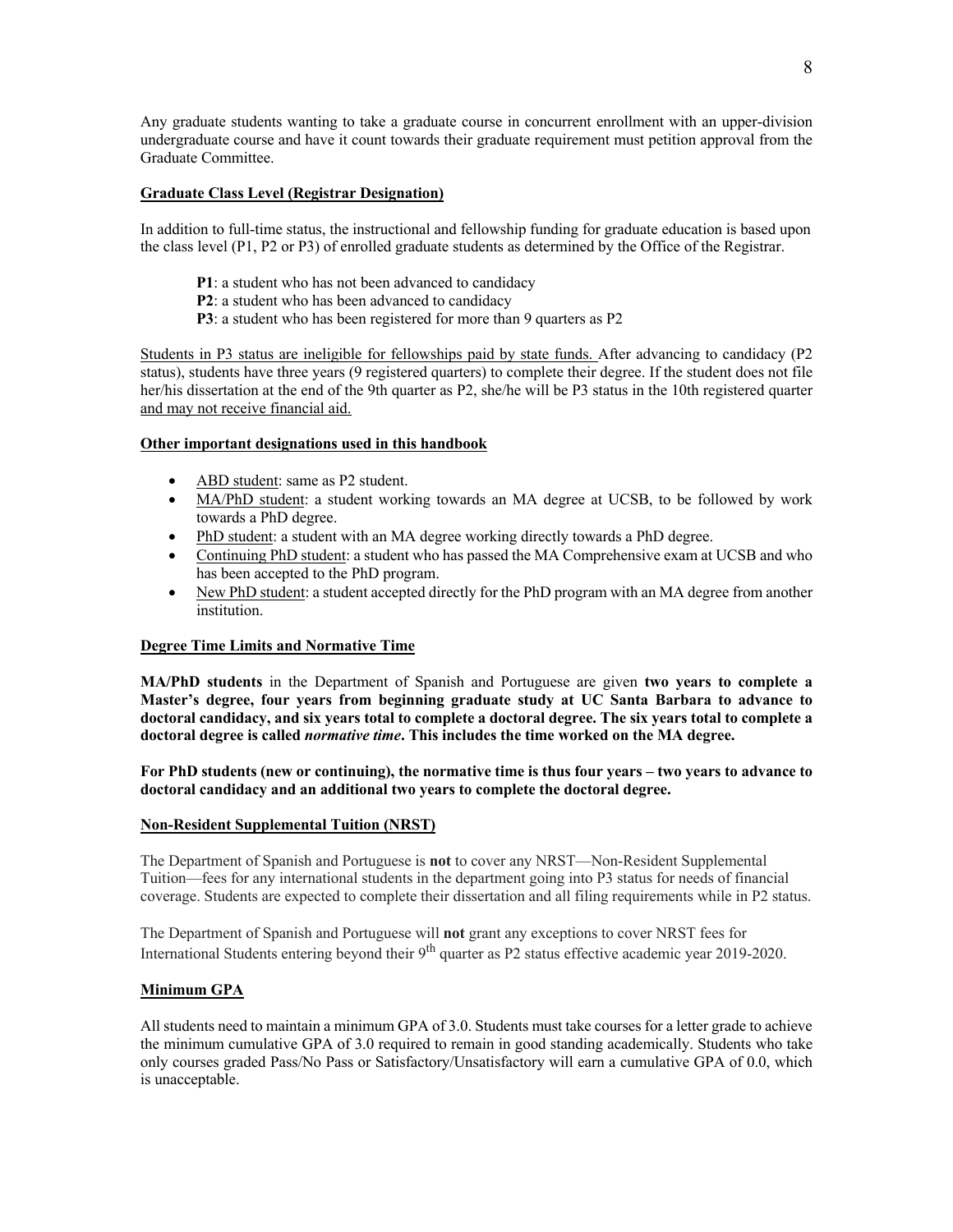Any graduate students wanting to take a graduate course in concurrent enrollment with an upper-division undergraduate course and have it count towards their graduate requirement must petition approval from the Graduate Committee.

## Graduate Class Level (Registrar Designation)

In addition to full-time status, the instructional and fellowship funding for graduate education is based upon the class level (P1, P2 or P3) of enrolled graduate students as determined by the Office of the Registrar.

**P1**: a student who has not been advanced to candidacy
**P2**: a student who has been advanced to candidacy
**P3**: a student who has been registered for more than 9 quarters as P2

Students in P3 status are ineligible for fellowships paid by state funds. After advancing to candidacy (P2 status), students have three years (9 registered quarters) to complete their degree. If the student does not file her/his dissertation at the end of the 9th quarter as P2, she/he will be P3 status in the 10th registered quarter and may not receive financial aid.

## Other important designations used in this handbook

- ABD student: same as P2 student.
- MA/PhD student: a student working towards an MA degree at UCSB, to be followed by work towards a PhD degree.
- PhD student: a student with an MA degree working directly towards a PhD degree.
- Continuing PhD student: a student who has passed the MA Comprehensive exam at UCSB and who has been accepted to the PhD program.
- New PhD student: a student accepted directly for the PhD program with an MA degree from another institution.

## Degree Time Limits and Normative Time

**MA/PhD students** in the Department of Spanish and Portuguese are given **two years to complete a Master's degree, four years from beginning graduate study at UC Santa Barbara to advance to doctoral candidacy, and six years total to complete a doctoral degree. The six years total to complete a doctoral degree is called *normative time*. This includes the time worked on the MA degree.**

**For PhD students (new or continuing), the normative time is thus four years – two years to advance to doctoral candidacy and an additional two years to complete the doctoral degree.**

## Non-Resident Supplemental Tuition (NRST)

The Department of Spanish and Portuguese is **not** to cover any NRST—Non-Resident Supplemental Tuition—fees for any international students in the department going into P3 status for needs of financial coverage. Students are expected to complete their dissertation and all filing requirements while in P2 status.

The Department of Spanish and Portuguese will **not** grant any exceptions to cover NRST fees for International Students entering beyond their 9th quarter as P2 status effective academic year 2019-2020.

## Minimum GPA

All students need to maintain a minimum GPA of 3.0. Students must take courses for a letter grade to achieve the minimum cumulative GPA of 3.0 required to remain in good standing academically. Students who take only courses graded Pass/No Pass or Satisfactory/Unsatisfactory will earn a cumulative GPA of 0.0, which is unacceptable.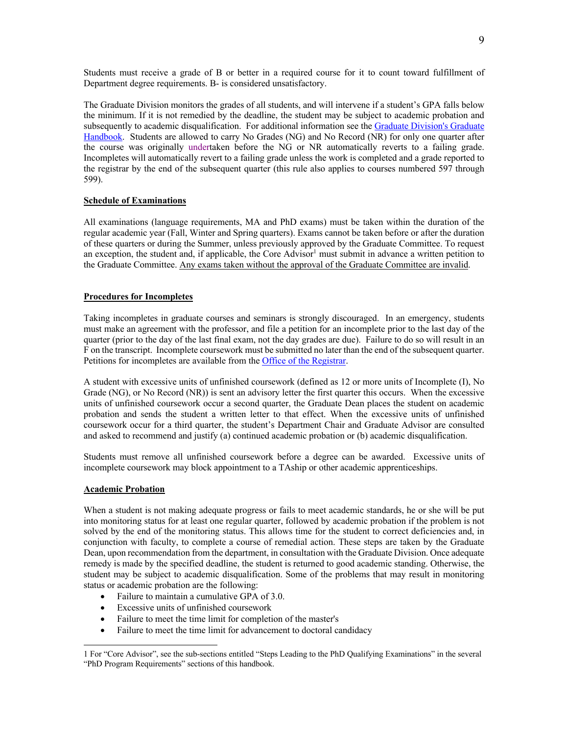Students must receive a grade of B or better in a required course for it to count toward fulfillment of Department degree requirements. B- is considered unsatisfactory.

The Graduate Division monitors the grades of all students, and will intervene if a student's GPA falls below the minimum. If it is not remedied by the deadline, the student may be subject to academic probation and subsequently to academic disqualification. For additional information see the [Graduate Division's Graduate Handbook](). Students are allowed to carry No Grades (NG) and No Record (NR) for only one quarter after the course was originally undertaken before the NG or NR automatically reverts to a failing grade. Incompletes will automatically revert to a failing grade unless the work is completed and a grade reported to the registrar by the end of the subsequent quarter (this rule also applies to courses numbered 597 through 599).

**Schedule of Examinations**

All examinations (language requirements, MA and PhD exams) must be taken within the duration of the regular academic year (Fall, Winter and Spring quarters). Exams cannot be taken before or after the duration of these quarters or during the Summer, unless previously approved by the Graduate Committee. To request an exception, the student and, if applicable, the Core Advisor[1] must submit in advance a written petition to the Graduate Committee. Any exams taken without the approval of the Graduate Committee are invalid.

**Procedures for Incompletes**

Taking incompletes in graduate courses and seminars is strongly discouraged. In an emergency, students must make an agreement with the professor, and file a petition for an incomplete prior to the last day of the quarter (prior to the day of the last final exam, not the day grades are due). Failure to do so will result in an F on the transcript. Incomplete coursework must be submitted no later than the end of the subsequent quarter. Petitions for incompletes are available from the [Office of the Registrar]().

A student with excessive units of unfinished coursework (defined as 12 or more units of Incomplete (I), No Grade (NG), or No Record (NR)) is sent an advisory letter the first quarter this occurs. When the excessive units of unfinished coursework occur a second quarter, the Graduate Dean places the student on academic probation and sends the student a written letter to that effect. When the excessive units of unfinished coursework occur for a third quarter, the student's Department Chair and Graduate Advisor are consulted and asked to recommend and justify (a) continued academic probation or (b) academic disqualification.

Students must remove all unfinished coursework before a degree can be awarded. Excessive units of incomplete coursework may block appointment to a TAship or other academic apprenticeships.

**Academic Probation**

When a student is not making adequate progress or fails to meet academic standards, he or she will be put into monitoring status for at least one regular quarter, followed by academic probation if the problem is not solved by the end of the monitoring status. This allows time for the student to correct deficiencies and, in conjunction with faculty, to complete a course of remedial action. These steps are taken by the Graduate Dean, upon recommendation from the department, in consultation with the Graduate Division. Once adequate remedy is made by the specified deadline, the student is returned to good academic standing. Otherwise, the student may be subject to academic disqualification. Some of the problems that may result in monitoring status or academic probation are the following:

- Failure to maintain a cumulative GPA of 3.0.
- Excessive units of unfinished coursework
- Failure to meet the time limit for completion of the master's
- Failure to meet the time limit for advancement to doctoral candidacy

[1] For "Core Advisor", see the sub-sections entitled "Steps Leading to the PhD Qualifying Examinations" in the several "PhD Program Requirements" sections of this handbook.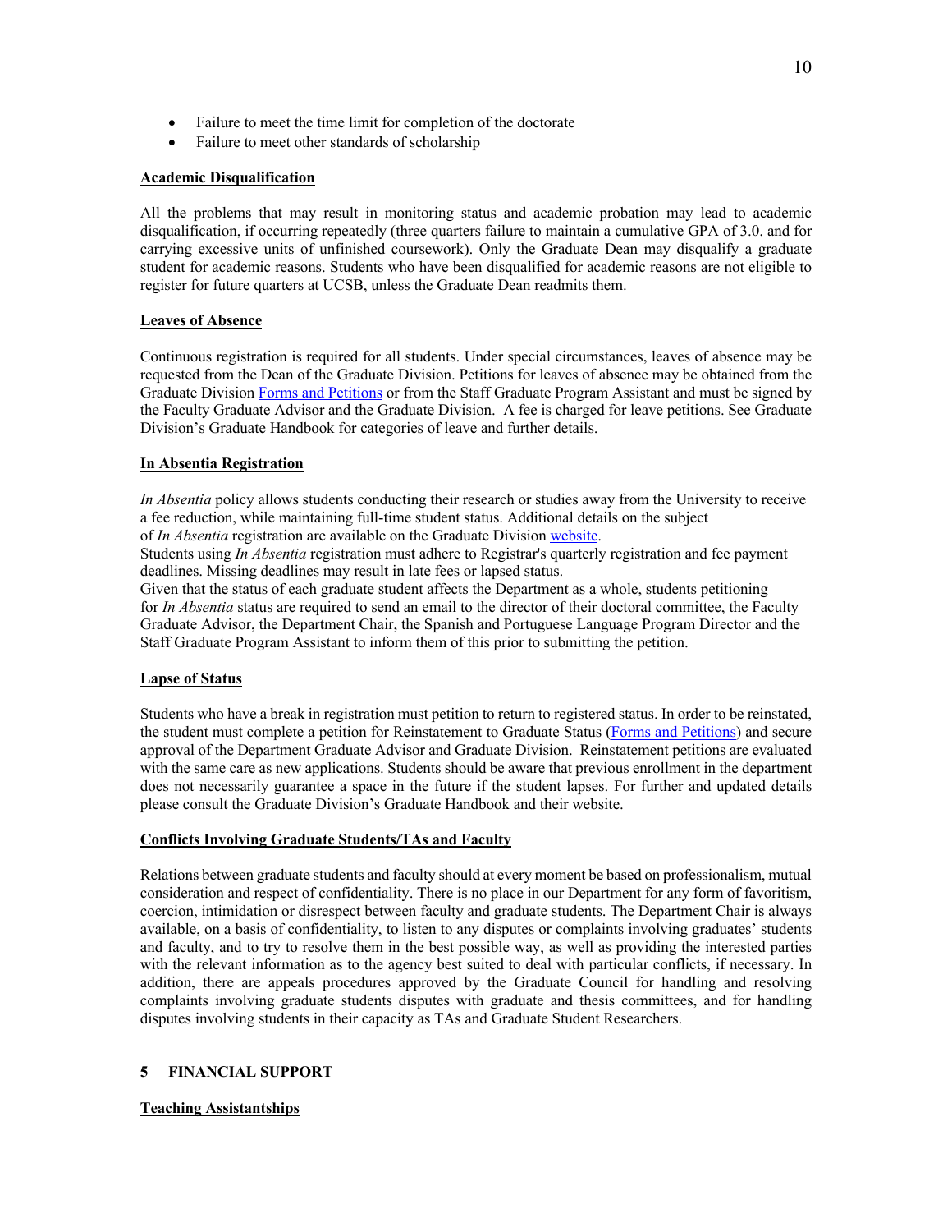- Failure to meet the time limit for completion of the doctorate
- Failure to meet other standards of scholarship

**Academic Disqualification**

All the problems that may result in monitoring status and academic probation may lead to academic disqualification, if occurring repeatedly (three quarters failure to maintain a cumulative GPA of 3.0. and for carrying excessive units of unfinished coursework). Only the Graduate Dean may disqualify a graduate student for academic reasons. Students who have been disqualified for academic reasons are not eligible to register for future quarters at UCSB, unless the Graduate Dean readmits them.

**Leaves of Absence**

Continuous registration is required for all students. Under special circumstances, leaves of absence may be requested from the Dean of the Graduate Division. Petitions for leaves of absence may be obtained from the Graduate Division Forms and Petitions or from the Staff Graduate Program Assistant and must be signed by the Faculty Graduate Advisor and the Graduate Division. A fee is charged for leave petitions. See Graduate Division's Graduate Handbook for categories of leave and further details.

**In Absentia Registration**

*In Absentia* policy allows students conducting their research or studies away from the University to receive a fee reduction, while maintaining full-time student status. Additional details on the subject of *In Absentia* registration are available on the Graduate Division website.
Students using *In Absentia* registration must adhere to Registrar's quarterly registration and fee payment deadlines. Missing deadlines may result in late fees or lapsed status.
Given that the status of each graduate student affects the Department as a whole, students petitioning for *In Absentia* status are required to send an email to the director of their doctoral committee, the Faculty Graduate Advisor, the Department Chair, the Spanish and Portuguese Language Program Director and the Staff Graduate Program Assistant to inform them of this prior to submitting the petition.

**Lapse of Status**

Students who have a break in registration must petition to return to registered status. In order to be reinstated, the student must complete a petition for Reinstatement to Graduate Status (Forms and Petitions) and secure approval of the Department Graduate Advisor and Graduate Division. Reinstatement petitions are evaluated with the same care as new applications. Students should be aware that previous enrollment in the department does not necessarily guarantee a space in the future if the student lapses. For further and updated details please consult the Graduate Division's Graduate Handbook and their website.

**Conflicts Involving Graduate Students/TAs and Faculty**

Relations between graduate students and faculty should at every moment be based on professionalism, mutual consideration and respect of confidentiality. There is no place in our Department for any form of favoritism, coercion, intimidation or disrespect between faculty and graduate students. The Department Chair is always available, on a basis of confidentiality, to listen to any disputes or complaints involving graduates' students and faculty, and to try to resolve them in the best possible way, as well as providing the interested parties with the relevant information as to the agency best suited to deal with particular conflicts, if necessary. In addition, there are appeals procedures approved by the Graduate Council for handling and resolving complaints involving graduate students disputes with graduate and thesis committees, and for handling disputes involving students in their capacity as TAs and Graduate Student Researchers.

## 5 FINANCIAL SUPPORT

**Teaching Assistantships**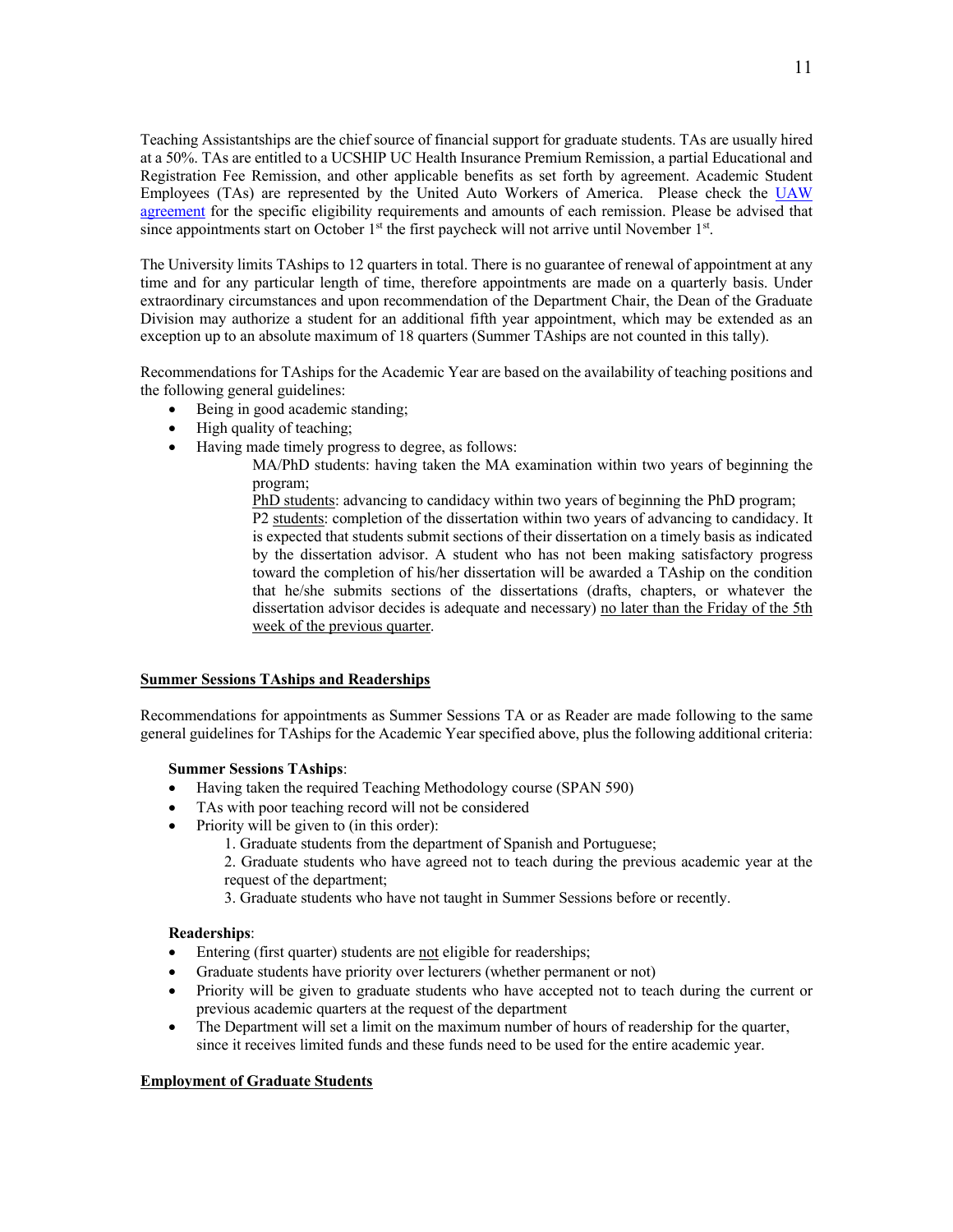Teaching Assistantships are the chief source of financial support for graduate students. TAs are usually hired at a 50%. TAs are entitled to a UCSHIP UC Health Insurance Premium Remission, a partial Educational and Registration Fee Remission, and other applicable benefits as set forth by agreement. Academic Student Employees (TAs) are represented by the United Auto Workers of America. Please check the [UAW agreement](#) for the specific eligibility requirements and amounts of each remission. Please be advised that since appointments start on October 1st the first paycheck will not arrive until November 1st.

The University limits TAships to 12 quarters in total. There is no guarantee of renewal of appointment at any time and for any particular length of time, therefore appointments are made on a quarterly basis. Under extraordinary circumstances and upon recommendation of the Department Chair, the Dean of the Graduate Division may authorize a student for an additional fifth year appointment, which may be extended as an exception up to an absolute maximum of 18 quarters (Summer TAships are not counted in this tally).

Recommendations for TAships for the Academic Year are based on the availability of teaching positions and the following general guidelines:

- Being in good academic standing;
- High quality of teaching;
- Having made timely progress to degree, as follows:

  MA/PhD students: having taken the MA examination within two years of beginning the program;

  <u>PhD students</u>: advancing to candidacy within two years of beginning the PhD program;

  P2 <u>students</u>: completion of the dissertation within two years of advancing to candidacy. It is expected that students submit sections of their dissertation on a timely basis as indicated by the dissertation advisor. A student who has not been making satisfactory progress toward the completion of his/her dissertation will be awarded a TAship on the condition that he/she submits sections of the dissertations (drafts, chapters, or whatever the dissertation advisor decides is adequate and necessary) <u>no later than the Friday of the 5th week of the previous quarter</u>.

## <u>Summer Sessions TAships and Readerships</u>

Recommendations for appointments as Summer Sessions TA or as Reader are made following to the same general guidelines for TAships for the Academic Year specified above, plus the following additional criteria:

**Summer Sessions TAships**:

- Having taken the required Teaching Methodology course (SPAN 590)
- TAs with poor teaching record will not be considered
- Priority will be given to (in this order):

  1. Graduate students from the department of Spanish and Portuguese;
  2. Graduate students who have agreed not to teach during the previous academic year at the request of the department;
  3. Graduate students who have not taught in Summer Sessions before or recently.

**Readerships**:

- Entering (first quarter) students are <u>not</u> eligible for readerships;
- Graduate students have priority over lecturers (whether permanent or not)
- Priority will be given to graduate students who have accepted not to teach during the current or previous academic quarters at the request of the department
- The Department will set a limit on the maximum number of hours of readership for the quarter, since it receives limited funds and these funds need to be used for the entire academic year.

## <u>Employment of Graduate Students</u>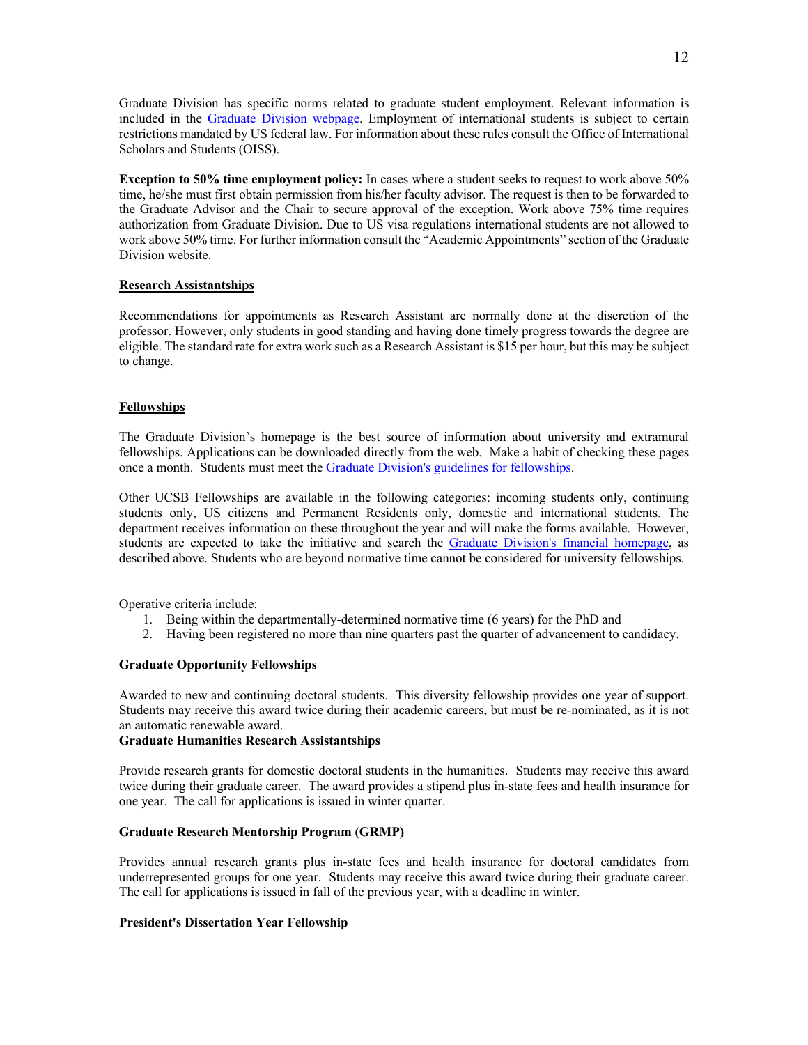Graduate Division has specific norms related to graduate student employment. Relevant information is included in the Graduate Division webpage. Employment of international students is subject to certain restrictions mandated by US federal law. For information about these rules consult the Office of International Scholars and Students (OISS).

**Exception to 50% time employment policy:** In cases where a student seeks to request to work above 50% time, he/she must first obtain permission from his/her faculty advisor. The request is then to be forwarded to the Graduate Advisor and the Chair to secure approval of the exception. Work above 75% time requires authorization from Graduate Division. Due to US visa regulations international students are not allowed to work above 50% time. For further information consult the "Academic Appointments" section of the Graduate Division website.

## Research Assistantships

Recommendations for appointments as Research Assistant are normally done at the discretion of the professor. However, only students in good standing and having done timely progress towards the degree are eligible. The standard rate for extra work such as a Research Assistant is $15 per hour, but this may be subject to change.

## Fellowships

The Graduate Division's homepage is the best source of information about university and extramural fellowships. Applications can be downloaded directly from the web. Make a habit of checking these pages once a month. Students must meet the Graduate Division's guidelines for fellowships.

Other UCSB Fellowships are available in the following categories: incoming students only, continuing students only, US citizens and Permanent Residents only, domestic and international students. The department receives information on these throughout the year and will make the forms available. However, students are expected to take the initiative and search the Graduate Division's financial homepage, as described above. Students who are beyond normative time cannot be considered for university fellowships.

Operative criteria include:

1. Being within the departmentally-determined normative time (6 years) for the PhD and
2. Having been registered no more than nine quarters past the quarter of advancement to candidacy.

### Graduate Opportunity Fellowships

Awarded to new and continuing doctoral students. This diversity fellowship provides one year of support. Students may receive this award twice during their academic careers, but must be re-nominated, as it is not an automatic renewable award.

### Graduate Humanities Research Assistantships

Provide research grants for domestic doctoral students in the humanities. Students may receive this award twice during their graduate career. The award provides a stipend plus in-state fees and health insurance for one year. The call for applications is issued in winter quarter.

### Graduate Research Mentorship Program (GRMP)

Provides annual research grants plus in-state fees and health insurance for doctoral candidates from underrepresented groups for one year. Students may receive this award twice during their graduate career. The call for applications is issued in fall of the previous year, with a deadline in winter.

### President's Dissertation Year Fellowship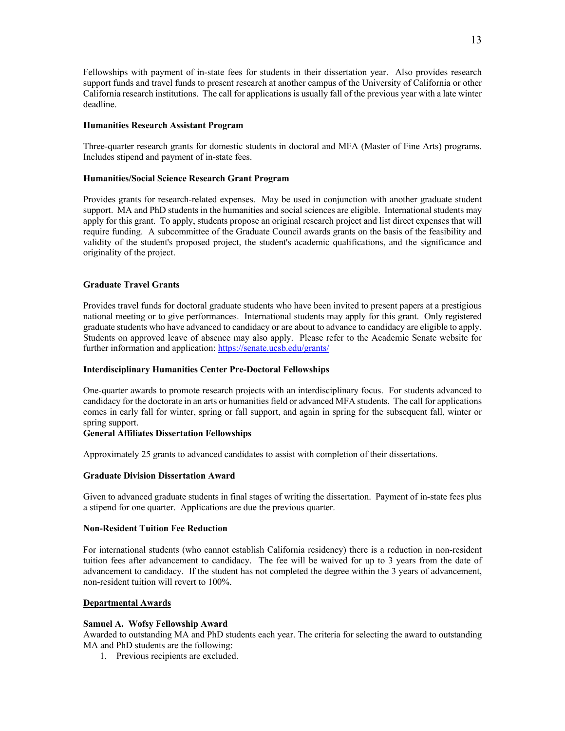Fellowships with payment of in-state fees for students in their dissertation year. Also provides research support funds and travel funds to present research at another campus of the University of California or other California research institutions. The call for applications is usually fall of the previous year with a late winter deadline.

**Humanities Research Assistant Program**

Three-quarter research grants for domestic students in doctoral and MFA (Master of Fine Arts) programs. Includes stipend and payment of in-state fees.

**Humanities/Social Science Research Grant Program**

Provides grants for research-related expenses. May be used in conjunction with another graduate student support. MA and PhD students in the humanities and social sciences are eligible. International students may apply for this grant. To apply, students propose an original research project and list direct expenses that will require funding. A subcommittee of the Graduate Council awards grants on the basis of the feasibility and validity of the student's proposed project, the student's academic qualifications, and the significance and originality of the project.

**Graduate Travel Grants**

Provides travel funds for doctoral graduate students who have been invited to present papers at a prestigious national meeting or to give performances. International students may apply for this grant. Only registered graduate students who have advanced to candidacy or are about to advance to candidacy are eligible to apply. Students on approved leave of absence may also apply. Please refer to the Academic Senate website for further information and application: https://senate.ucsb.edu/grants/

**Interdisciplinary Humanities Center Pre-Doctoral Fellowships**

One-quarter awards to promote research projects with an interdisciplinary focus. For students advanced to candidacy for the doctorate in an arts or humanities field or advanced MFA students. The call for applications comes in early fall for winter, spring or fall support, and again in spring for the subsequent fall, winter or spring support.

**General Affiliates Dissertation Fellowships**

Approximately 25 grants to advanced candidates to assist with completion of their dissertations.

**Graduate Division Dissertation Award**

Given to advanced graduate students in final stages of writing the dissertation. Payment of in-state fees plus a stipend for one quarter. Applications are due the previous quarter.

**Non-Resident Tuition Fee Reduction**

For international students (who cannot establish California residency) there is a reduction in non-resident tuition fees after advancement to candidacy. The fee will be waived for up to 3 years from the date of advancement to candidacy. If the student has not completed the degree within the 3 years of advancement, non-resident tuition will revert to 100%.

**Departmental Awards**

**Samuel A. Wofsy Fellowship Award**
Awarded to outstanding MA and PhD students each year. The criteria for selecting the award to outstanding MA and PhD students are the following:

1. Previous recipients are excluded.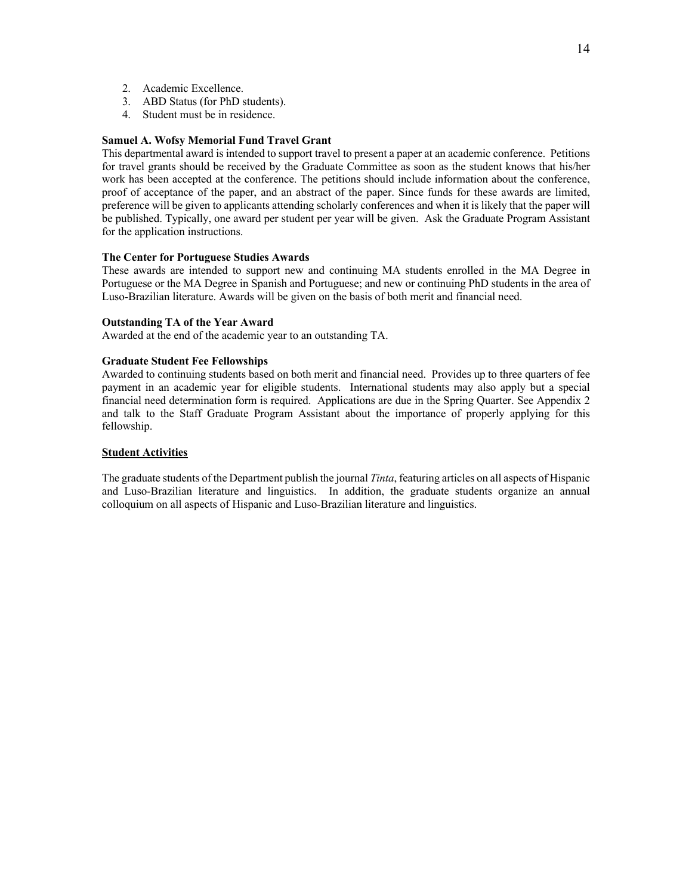2. Academic Excellence.
3. ABD Status (for PhD students).
4. Student must be in residence.

**Samuel A. Wofsy Memorial Fund Travel Grant**
This departmental award is intended to support travel to present a paper at an academic conference. Petitions for travel grants should be received by the Graduate Committee as soon as the student knows that his/her work has been accepted at the conference. The petitions should include information about the conference, proof of acceptance of the paper, and an abstract of the paper. Since funds for these awards are limited, preference will be given to applicants attending scholarly conferences and when it is likely that the paper will be published. Typically, one award per student per year will be given. Ask the Graduate Program Assistant for the application instructions.

**The Center for Portuguese Studies Awards**
These awards are intended to support new and continuing MA students enrolled in the MA Degree in Portuguese or the MA Degree in Spanish and Portuguese; and new or continuing PhD students in the area of Luso-Brazilian literature. Awards will be given on the basis of both merit and financial need.

**Outstanding TA of the Year Award**
Awarded at the end of the academic year to an outstanding TA.

**Graduate Student Fee Fellowships**
Awarded to continuing students based on both merit and financial need. Provides up to three quarters of fee payment in an academic year for eligible students. International students may also apply but a special financial need determination form is required. Applications are due in the Spring Quarter. See Appendix 2 and talk to the Staff Graduate Program Assistant about the importance of properly applying for this fellowship.

**<u>Student Activities</u>**

The graduate students of the Department publish the journal *Tinta*, featuring articles on all aspects of Hispanic and Luso-Brazilian literature and linguistics. In addition, the graduate students organize an annual colloquium on all aspects of Hispanic and Luso-Brazilian literature and linguistics.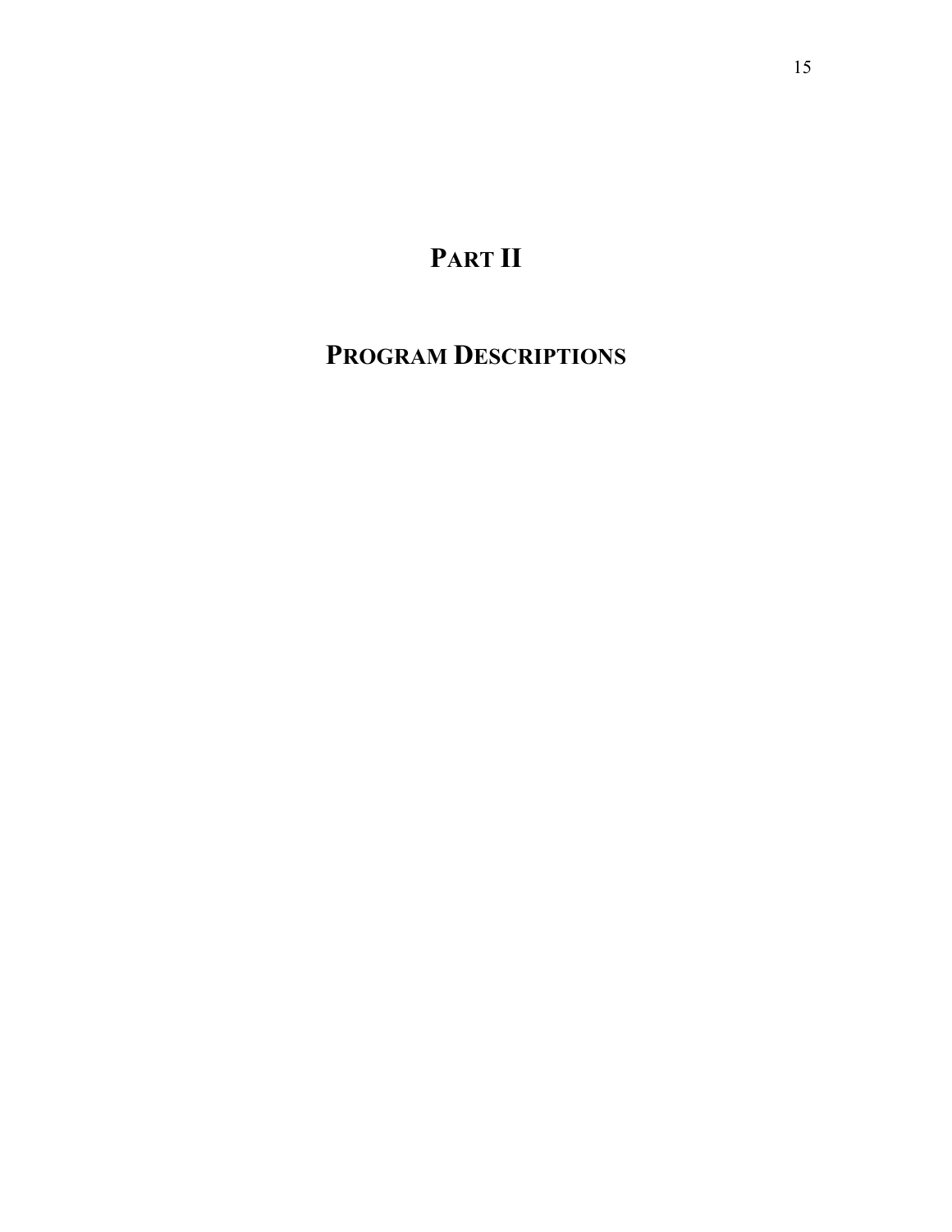# PART II

# PROGRAM DESCRIPTIONS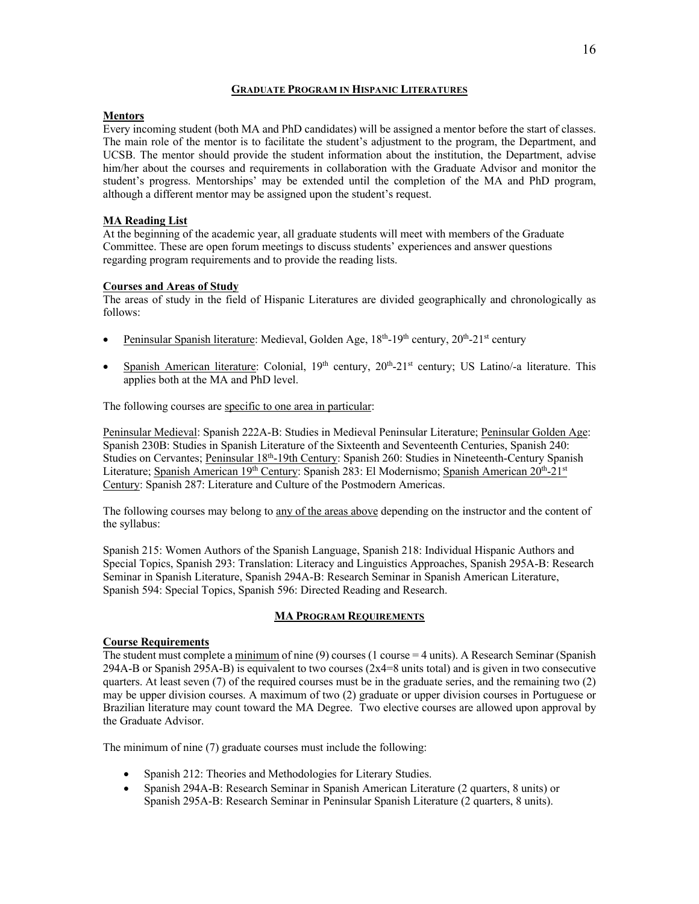## GRADUATE PROGRAM IN HISPANIC LITERATURES

### Mentors

Every incoming student (both MA and PhD candidates) will be assigned a mentor before the start of classes. The main role of the mentor is to facilitate the student's adjustment to the program, the Department, and UCSB. The mentor should provide the student information about the institution, the Department, advise him/her about the courses and requirements in collaboration with the Graduate Advisor and monitor the student's progress. Mentorships' may be extended until the completion of the MA and PhD program, although a different mentor may be assigned upon the student's request.

### MA Reading List

At the beginning of the academic year, all graduate students will meet with members of the Graduate Committee. These are open forum meetings to discuss students' experiences and answer questions regarding program requirements and to provide the reading lists.

### Courses and Areas of Study

The areas of study in the field of Hispanic Literatures are divided geographically and chronologically as follows:

- Peninsular Spanish literature: Medieval, Golden Age, 18th-19th century, 20th-21st century
- Spanish American literature: Colonial, 19th century, 20th-21st century; US Latino/-a literature. This applies both at the MA and PhD level.

The following courses are specific to one area in particular:

Peninsular Medieval: Spanish 222A-B: Studies in Medieval Peninsular Literature; Peninsular Golden Age: Spanish 230B: Studies in Spanish Literature of the Sixteenth and Seventeenth Centuries, Spanish 240: Studies on Cervantes; Peninsular 18th-19th Century: Spanish 260: Studies in Nineteenth-Century Spanish Literature; Spanish American 19th Century: Spanish 283: El Modernismo; Spanish American 20th-21st Century: Spanish 287: Literature and Culture of the Postmodern Americas.

The following courses may belong to any of the areas above depending on the instructor and the content of the syllabus:

Spanish 215: Women Authors of the Spanish Language, Spanish 218: Individual Hispanic Authors and Special Topics, Spanish 293: Translation: Literacy and Linguistics Approaches, Spanish 295A-B: Research Seminar in Spanish Literature, Spanish 294A-B: Research Seminar in Spanish American Literature, Spanish 594: Special Topics, Spanish 596: Directed Reading and Research.

## MA PROGRAM REQUIREMENTS

### Course Requirements

The student must complete a minimum of nine (9) courses (1 course = 4 units). A Research Seminar (Spanish 294A-B or Spanish 295A-B) is equivalent to two courses (2x4=8 units total) and is given in two consecutive quarters. At least seven (7) of the required courses must be in the graduate series, and the remaining two (2) may be upper division courses. A maximum of two (2) graduate or upper division courses in Portuguese or Brazilian literature may count toward the MA Degree. Two elective courses are allowed upon approval by the Graduate Advisor.

The minimum of nine (7) graduate courses must include the following:

- Spanish 212: Theories and Methodologies for Literary Studies.
- Spanish 294A-B: Research Seminar in Spanish American Literature (2 quarters, 8 units) or Spanish 295A-B: Research Seminar in Peninsular Spanish Literature (2 quarters, 8 units).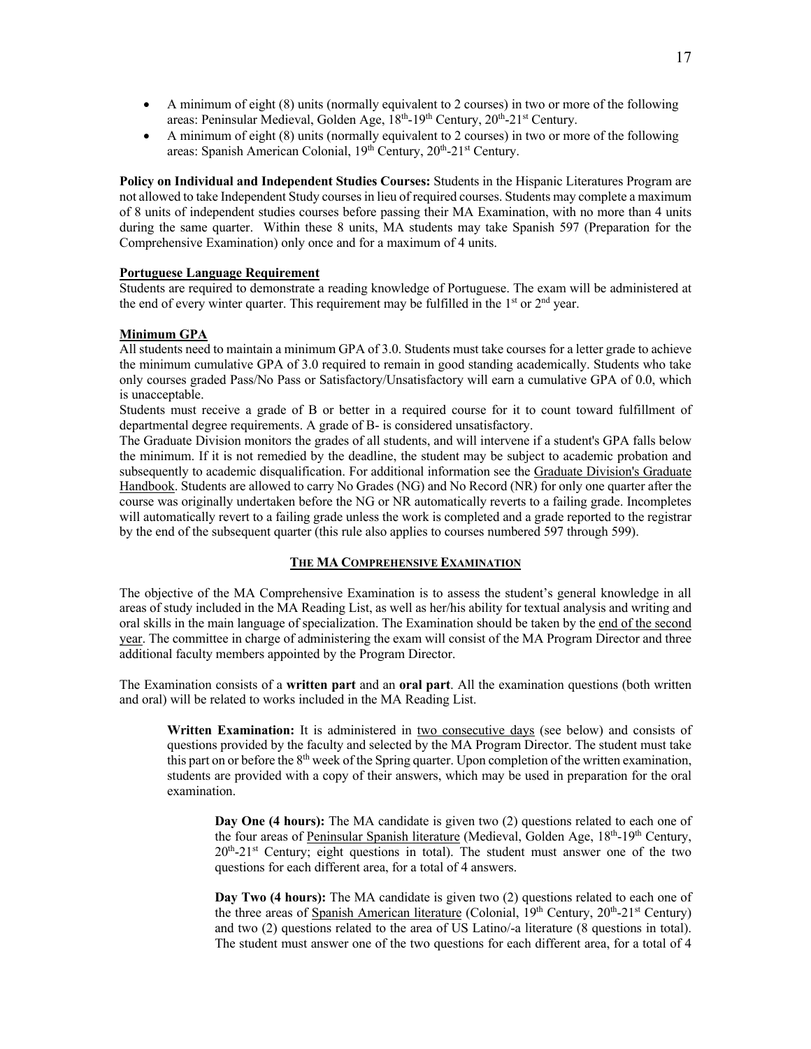- A minimum of eight (8) units (normally equivalent to 2 courses) in two or more of the following areas: Peninsular Medieval, Golden Age, 18th-19th Century, 20th-21st Century.
- A minimum of eight (8) units (normally equivalent to 2 courses) in two or more of the following areas: Spanish American Colonial, 19th Century, 20th-21st Century.

**Policy on Individual and Independent Studies Courses:** Students in the Hispanic Literatures Program are not allowed to take Independent Study courses in lieu of required courses. Students may complete a maximum of 8 units of independent studies courses before passing their MA Examination, with no more than 4 units during the same quarter. Within these 8 units, MA students may take Spanish 597 (Preparation for the Comprehensive Examination) only once and for a maximum of 4 units.

**Portuguese Language Requirement**

Students are required to demonstrate a reading knowledge of Portuguese. The exam will be administered at the end of every winter quarter. This requirement may be fulfilled in the 1st or 2nd year.

**Minimum GPA**

All students need to maintain a minimum GPA of 3.0. Students must take courses for a letter grade to achieve the minimum cumulative GPA of 3.0 required to remain in good standing academically. Students who take only courses graded Pass/No Pass or Satisfactory/Unsatisfactory will earn a cumulative GPA of 0.0, which is unacceptable.

Students must receive a grade of B or better in a required course for it to count toward fulfillment of departmental degree requirements. A grade of B- is considered unsatisfactory.

The Graduate Division monitors the grades of all students, and will intervene if a student's GPA falls below the minimum. If it is not remedied by the deadline, the student may be subject to academic probation and subsequently to academic disqualification. For additional information see the Graduate Division's Graduate Handbook. Students are allowed to carry No Grades (NG) and No Record (NR) for only one quarter after the course was originally undertaken before the NG or NR automatically reverts to a failing grade. Incompletes will automatically revert to a failing grade unless the work is completed and a grade reported to the registrar by the end of the subsequent quarter (this rule also applies to courses numbered 597 through 599).

## THE MA COMPREHENSIVE EXAMINATION

The objective of the MA Comprehensive Examination is to assess the student's general knowledge in all areas of study included in the MA Reading List, as well as her/his ability for textual analysis and writing and oral skills in the main language of specialization. The Examination should be taken by the end of the second year. The committee in charge of administering the exam will consist of the MA Program Director and three additional faculty members appointed by the Program Director.

The Examination consists of a **written part** and an **oral part**. All the examination questions (both written and oral) will be related to works included in the MA Reading List.

> **Written Examination:** It is administered in two consecutive days (see below) and consists of questions provided by the faculty and selected by the MA Program Director. The student must take this part on or before the 8th week of the Spring quarter. Upon completion of the written examination, students are provided with a copy of their answers, which may be used in preparation for the oral examination.
>
> > **Day One (4 hours):** The MA candidate is given two (2) questions related to each one of the four areas of Peninsular Spanish literature (Medieval, Golden Age, 18th-19th Century, 20th-21st Century; eight questions in total). The student must answer one of the two questions for each different area, for a total of 4 answers.
> >
> > **Day Two (4 hours):** The MA candidate is given two (2) questions related to each one of the three areas of Spanish American literature (Colonial, 19th Century, 20th-21st Century) and two (2) questions related to the area of US Latino/-a literature (8 questions in total). The student must answer one of the two questions for each different area, for a total of 4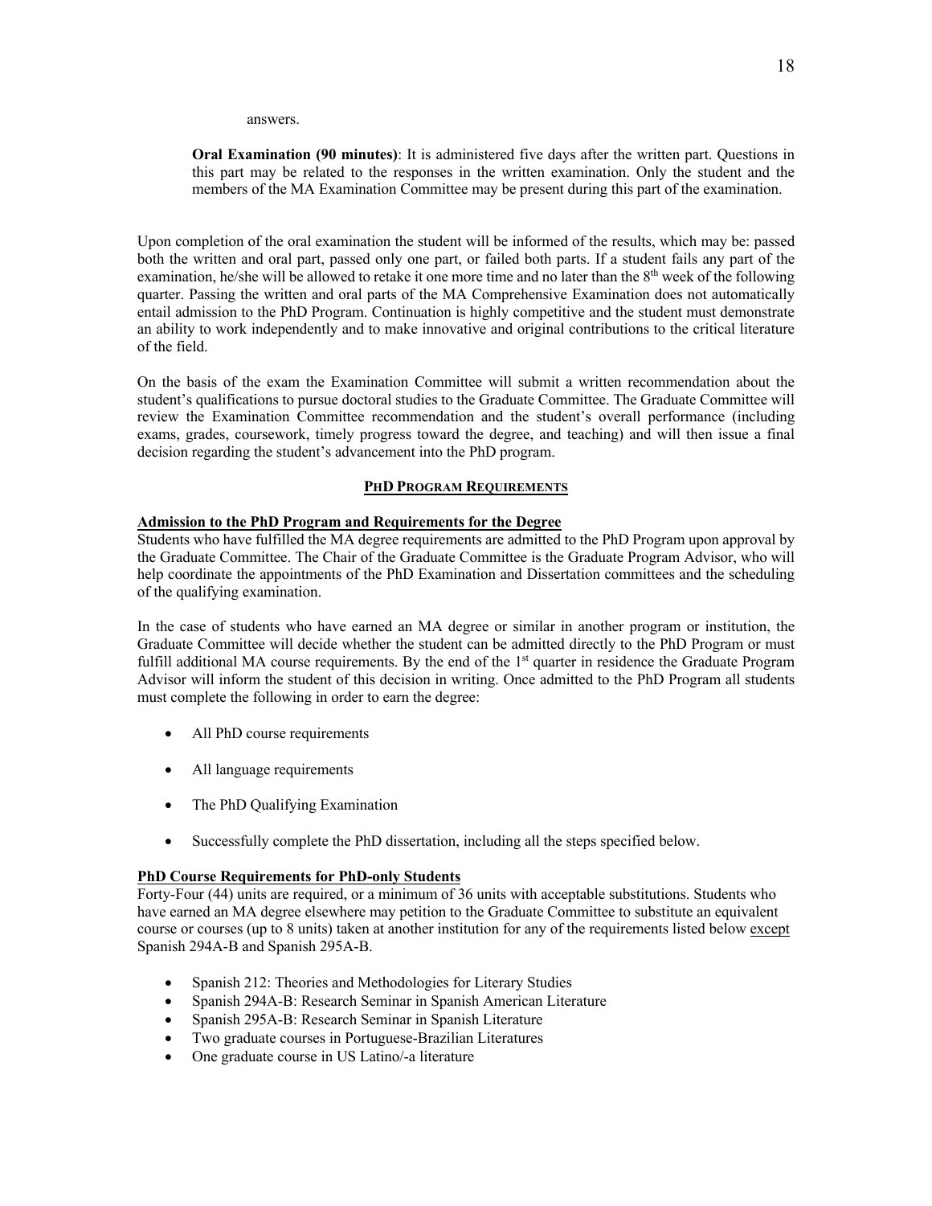answers.

**Oral Examination (90 minutes)**: It is administered five days after the written part. Questions in this part may be related to the responses in the written examination. Only the student and the members of the MA Examination Committee may be present during this part of the examination.

Upon completion of the oral examination the student will be informed of the results, which may be: passed both the written and oral part, passed only one part, or failed both parts. If a student fails any part of the examination, he/she will be allowed to retake it one more time and no later than the 8th week of the following quarter. Passing the written and oral parts of the MA Comprehensive Examination does not automatically entail admission to the PhD Program. Continuation is highly competitive and the student must demonstrate an ability to work independently and to make innovative and original contributions to the critical literature of the field.

On the basis of the exam the Examination Committee will submit a written recommendation about the student's qualifications to pursue doctoral studies to the Graduate Committee. The Graduate Committee will review the Examination Committee recommendation and the student's overall performance (including exams, grades, coursework, timely progress toward the degree, and teaching) and will then issue a final decision regarding the student's advancement into the PhD program.

## PHD PROGRAM REQUIREMENTS

### Admission to the PhD Program and Requirements for the Degree

Students who have fulfilled the MA degree requirements are admitted to the PhD Program upon approval by the Graduate Committee. The Chair of the Graduate Committee is the Graduate Program Advisor, who will help coordinate the appointments of the PhD Examination and Dissertation committees and the scheduling of the qualifying examination.

In the case of students who have earned an MA degree or similar in another program or institution, the Graduate Committee will decide whether the student can be admitted directly to the PhD Program or must fulfill additional MA course requirements. By the end of the 1st quarter in residence the Graduate Program Advisor will inform the student of this decision in writing. Once admitted to the PhD Program all students must complete the following in order to earn the degree:

- All PhD course requirements
- All language requirements
- The PhD Qualifying Examination
- Successfully complete the PhD dissertation, including all the steps specified below.

### PhD Course Requirements for PhD-only Students

Forty-Four (44) units are required, or a minimum of 36 units with acceptable substitutions. Students who have earned an MA degree elsewhere may petition to the Graduate Committee to substitute an equivalent course or courses (up to 8 units) taken at another institution for any of the requirements listed below except Spanish 294A-B and Spanish 295A-B.

- Spanish 212: Theories and Methodologies for Literary Studies
- Spanish 294A-B: Research Seminar in Spanish American Literature
- Spanish 295A-B: Research Seminar in Spanish Literature
- Two graduate courses in Portuguese-Brazilian Literatures
- One graduate course in US Latino/-a literature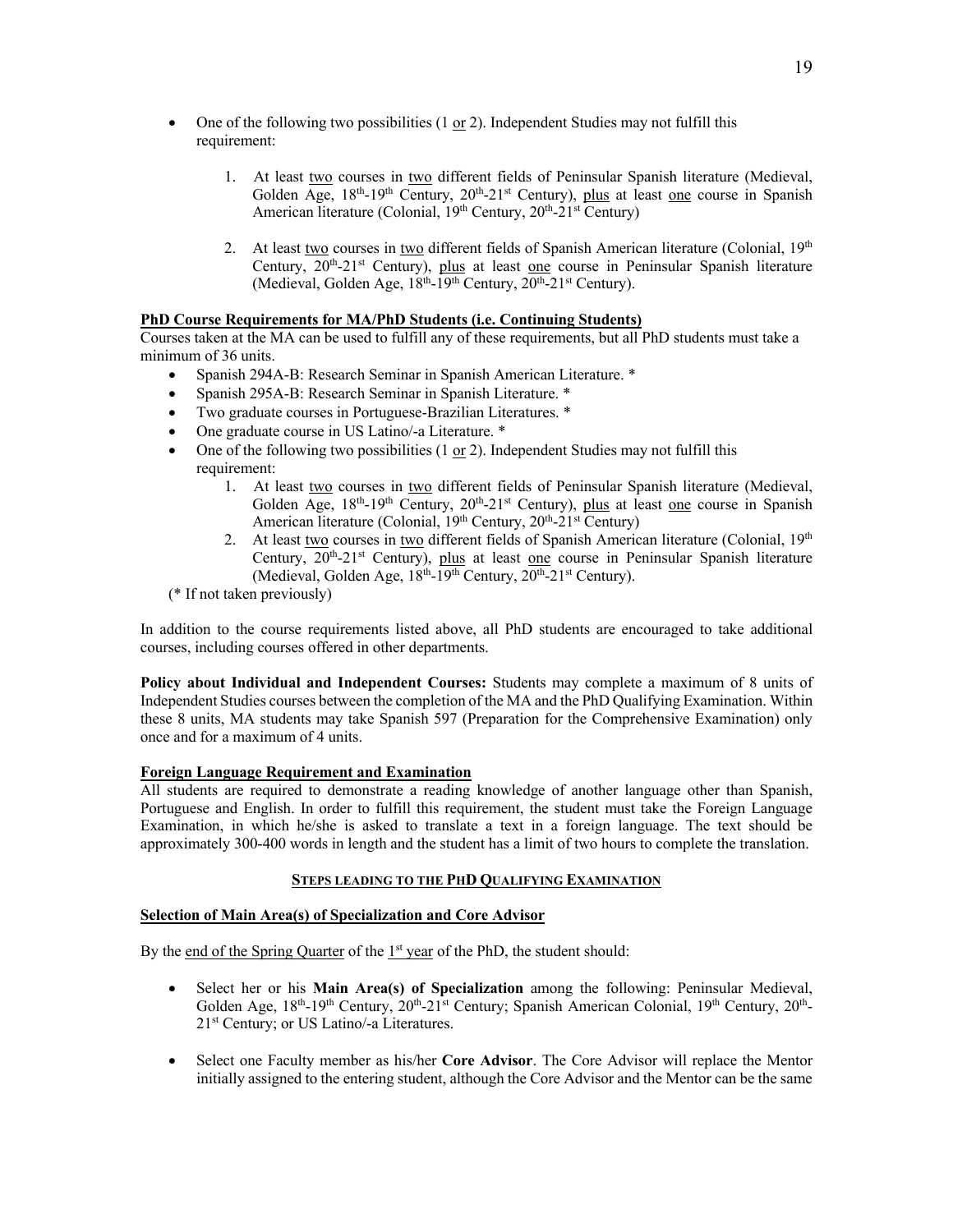- One of the following two possibilities (1 <u>or</u> 2). Independent Studies may not fulfill this requirement:

    1. At least <u>two</u> courses in <u>two</u> different fields of Peninsular Spanish literature (Medieval, Golden Age, 18th-19th Century, 20th-21st Century), <u>plus</u> at least <u>one</u> course in Spanish American literature (Colonial, 19th Century, 20th-21st Century)

    2. At least <u>two</u> courses in <u>two</u> different fields of Spanish American literature (Colonial, 19th Century, 20th-21st Century), <u>plus</u> at least <u>one</u> course in Peninsular Spanish literature (Medieval, Golden Age, 18th-19th Century, 20th-21st Century).

**<u>PhD Course Requirements for MA/PhD Students (i.e. Continuing Students)</u>**

Courses taken at the MA can be used to fulfill any of these requirements, but all PhD students must take a minimum of 36 units.

- Spanish 294A-B: Research Seminar in Spanish American Literature. *
- Spanish 295A-B: Research Seminar in Spanish Literature. *
- Two graduate courses in Portuguese-Brazilian Literatures. *
- One graduate course in US Latino/-a Literature. *
- One of the following two possibilities (1 <u>or</u> 2). Independent Studies may not fulfill this requirement:
    1. At least <u>two</u> courses in <u>two</u> different fields of Peninsular Spanish literature (Medieval, Golden Age, 18th-19th Century, 20th-21st Century), <u>plus</u> at least <u>one</u> course in Spanish American literature (Colonial, 19th Century, 20th-21st Century)
    2. At least <u>two</u> courses in <u>two</u> different fields of Spanish American literature (Colonial, 19th Century, 20th-21st Century), <u>plus</u> at least <u>one</u> course in Peninsular Spanish literature (Medieval, Golden Age, 18th-19th Century, 20th-21st Century).

(* If not taken previously)

In addition to the course requirements listed above, all PhD students are encouraged to take additional courses, including courses offered in other departments.

**Policy about Individual and Independent Courses:** Students may complete a maximum of 8 units of Independent Studies courses between the completion of the MA and the PhD Qualifying Examination. Within these 8 units, MA students may take Spanish 597 (Preparation for the Comprehensive Examination) only once and for a maximum of 4 units.

**<u>Foreign Language Requirement and Examination</u>**

All students are required to demonstrate a reading knowledge of another language other than Spanish, Portuguese and English. In order to fulfill this requirement, the student must take the Foreign Language Examination, in which he/she is asked to translate a text in a foreign language. The text should be approximately 300-400 words in length and the student has a limit of two hours to complete the translation.

## <u>STEPS LEADING TO THE PHD QUALIFYING EXAMINATION</u>

**<u>Selection of Main Area(s) of Specialization and Core Advisor</u>**

By the <u>end of the Spring Quarter</u> of the <u>1st year</u> of the PhD, the student should:

- Select her or his **Main Area(s) of Specialization** among the following: Peninsular Medieval, Golden Age, 18th-19th Century, 20th-21st Century; Spanish American Colonial, 19th Century, 20th-21st Century; or US Latino/-a Literatures.

- Select one Faculty member as his/her **Core Advisor**. The Core Advisor will replace the Mentor initially assigned to the entering student, although the Core Advisor and the Mentor can be the same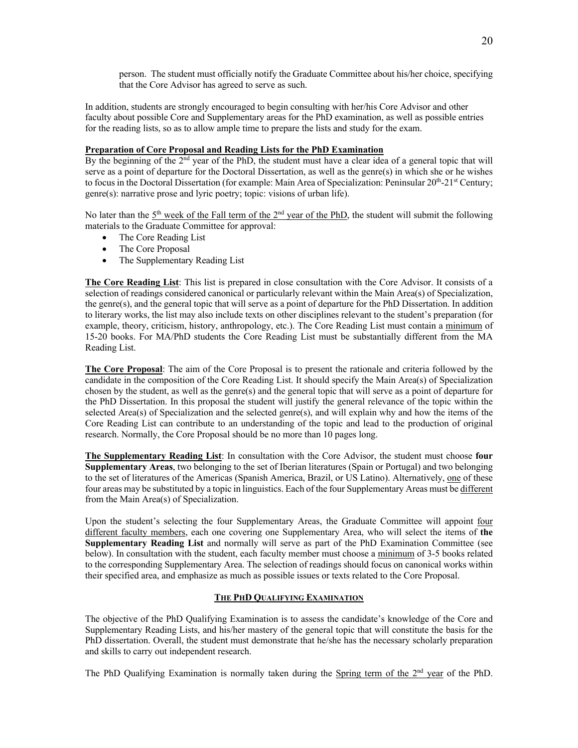person. The student must officially notify the Graduate Committee about his/her choice, specifying that the Core Advisor has agreed to serve as such.

In addition, students are strongly encouraged to begin consulting with her/his Core Advisor and other faculty about possible Core and Supplementary areas for the PhD examination, as well as possible entries for the reading lists, so as to allow ample time to prepare the lists and study for the exam.

**Preparation of Core Proposal and Reading Lists for the PhD Examination**

By the beginning of the 2nd year of the PhD, the student must have a clear idea of a general topic that will serve as a point of departure for the Doctoral Dissertation, as well as the genre(s) in which she or he wishes to focus in the Doctoral Dissertation (for example: Main Area of Specialization: Peninsular 20th-21st Century; genre(s): narrative prose and lyric poetry; topic: visions of urban life).

No later than the 5th week of the Fall term of the 2nd year of the PhD, the student will submit the following materials to the Graduate Committee for approval:

- The Core Reading List
- The Core Proposal
- The Supplementary Reading List

**The Core Reading List**: This list is prepared in close consultation with the Core Advisor. It consists of a selection of readings considered canonical or particularly relevant within the Main Area(s) of Specialization, the genre(s), and the general topic that will serve as a point of departure for the PhD Dissertation. In addition to literary works, the list may also include texts on other disciplines relevant to the student's preparation (for example, theory, criticism, history, anthropology, etc.). The Core Reading List must contain a minimum of 15-20 books. For MA/PhD students the Core Reading List must be substantially different from the MA Reading List.

**The Core Proposal**: The aim of the Core Proposal is to present the rationale and criteria followed by the candidate in the composition of the Core Reading List. It should specify the Main Area(s) of Specialization chosen by the student, as well as the genre(s) and the general topic that will serve as a point of departure for the PhD Dissertation. In this proposal the student will justify the general relevance of the topic within the selected Area(s) of Specialization and the selected genre(s), and will explain why and how the items of the Core Reading List can contribute to an understanding of the topic and lead to the production of original research. Normally, the Core Proposal should be no more than 10 pages long.

**The Supplementary Reading List**: In consultation with the Core Advisor, the student must choose **four Supplementary Areas**, two belonging to the set of Iberian literatures (Spain or Portugal) and two belonging to the set of literatures of the Americas (Spanish America, Brazil, or US Latino). Alternatively, one of these four areas may be substituted by a topic in linguistics. Each of the four Supplementary Areas must be different from the Main Area(s) of Specialization.

Upon the student's selecting the four Supplementary Areas, the Graduate Committee will appoint four different faculty members, each one covering one Supplementary Area, who will select the items of **the Supplementary Reading List** and normally will serve as part of the PhD Examination Committee (see below). In consultation with the student, each faculty member must choose a minimum of 3-5 books related to the corresponding Supplementary Area. The selection of readings should focus on canonical works within their specified area, and emphasize as much as possible issues or texts related to the Core Proposal.

## THE PHD QUALIFYING EXAMINATION

The objective of the PhD Qualifying Examination is to assess the candidate's knowledge of the Core and Supplementary Reading Lists, and his/her mastery of the general topic that will constitute the basis for the PhD dissertation. Overall, the student must demonstrate that he/she has the necessary scholarly preparation and skills to carry out independent research.

The PhD Qualifying Examination is normally taken during the Spring term of the 2nd year of the PhD.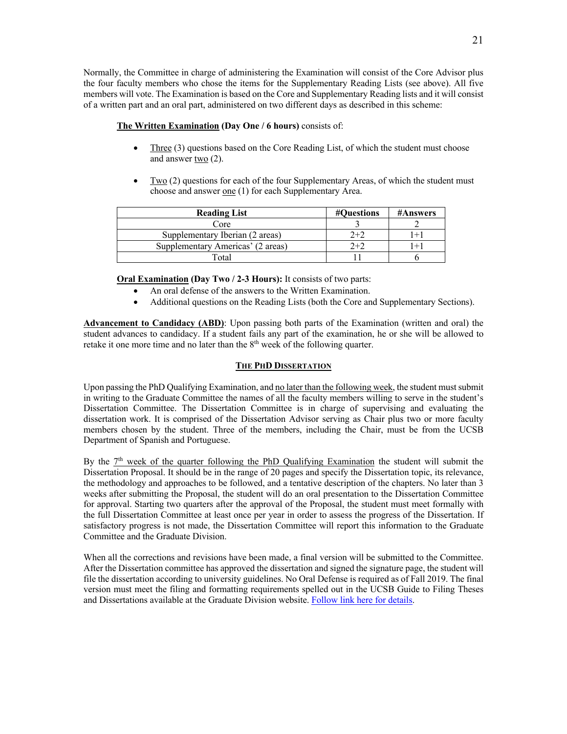Normally, the Committee in charge of administering the Examination will consist of the Core Advisor plus the four faculty members who chose the items for the Supplementary Reading Lists (see above). All five members will vote. The Examination is based on the Core and Supplementary Reading lists and it will consist of a written part and an oral part, administered on two different days as described in this scheme:

**The Written Examination (Day One / 6 hours)** consists of:

- Three (3) questions based on the Core Reading List, of which the student must choose and answer two (2).
- Two (2) questions for each of the four Supplementary Areas, of which the student must choose and answer one (1) for each Supplementary Area.

| Reading List | #Questions | #Answers |
| --- | --- | --- |
| Core | 3 | 2 |
| Supplementary Iberian (2 areas) | 2+2 | 1+1 |
| Supplementary Americas' (2 areas) | 2+2 | 1+1 |
| Total | 11 | 6 |

**Oral Examination (Day Two / 2-3 Hours):** It consists of two parts:

- An oral defense of the answers to the Written Examination.
- Additional questions on the Reading Lists (both the Core and Supplementary Sections).

**Advancement to Candidacy (ABD)**: Upon passing both parts of the Examination (written and oral) the student advances to candidacy. If a student fails any part of the examination, he or she will be allowed to retake it one more time and no later than the 8th week of the following quarter.

## THE PHD DISSERTATION

Upon passing the PhD Qualifying Examination, and no later than the following week, the student must submit in writing to the Graduate Committee the names of all the faculty members willing to serve in the student's Dissertation Committee. The Dissertation Committee is in charge of supervising and evaluating the dissertation work. It is comprised of the Dissertation Advisor serving as Chair plus two or more faculty members chosen by the student. Three of the members, including the Chair, must be from the UCSB Department of Spanish and Portuguese.

By the 7th week of the quarter following the PhD Qualifying Examination the student will submit the Dissertation Proposal. It should be in the range of 20 pages and specify the Dissertation topic, its relevance, the methodology and approaches to be followed, and a tentative description of the chapters. No later than 3 weeks after submitting the Proposal, the student will do an oral presentation to the Dissertation Committee for approval. Starting two quarters after the approval of the Proposal, the student must meet formally with the full Dissertation Committee at least once per year in order to assess the progress of the Dissertation. If satisfactory progress is not made, the Dissertation Committee will report this information to the Graduate Committee and the Graduate Division.

When all the corrections and revisions have been made, a final version will be submitted to the Committee. After the Dissertation committee has approved the dissertation and signed the signature page, the student will file the dissertation according to university guidelines. No Oral Defense is required as of Fall 2019. The final version must meet the filing and formatting requirements spelled out in the UCSB Guide to Filing Theses and Dissertations available at the Graduate Division website. Follow link here for details.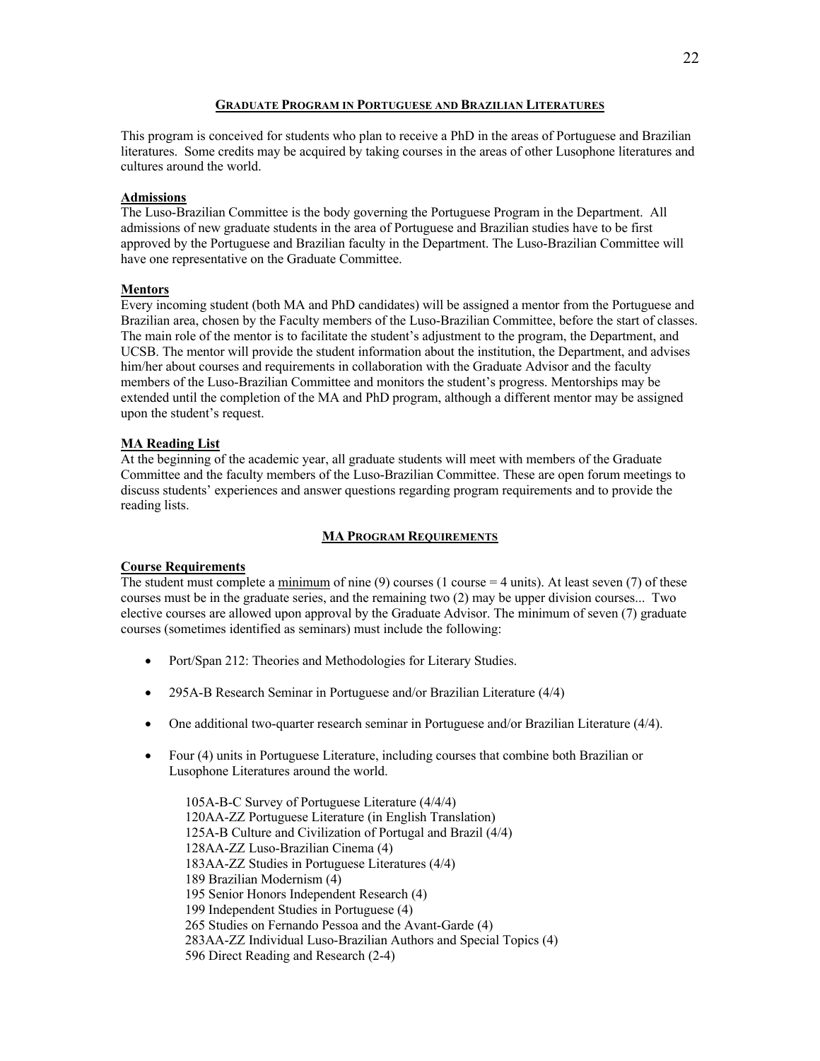## GRADUATE PROGRAM IN PORTUGUESE AND BRAZILIAN LITERATURES

This program is conceived for students who plan to receive a PhD in the areas of Portuguese and Brazilian literatures. Some credits may be acquired by taking courses in the areas of other Lusophone literatures and cultures around the world.

### Admissions

The Luso-Brazilian Committee is the body governing the Portuguese Program in the Department. All admissions of new graduate students in the area of Portuguese and Brazilian studies have to be first approved by the Portuguese and Brazilian faculty in the Department. The Luso-Brazilian Committee will have one representative on the Graduate Committee.

### Mentors

Every incoming student (both MA and PhD candidates) will be assigned a mentor from the Portuguese and Brazilian area, chosen by the Faculty members of the Luso-Brazilian Committee, before the start of classes. The main role of the mentor is to facilitate the student's adjustment to the program, the Department, and UCSB. The mentor will provide the student information about the institution, the Department, and advises him/her about courses and requirements in collaboration with the Graduate Advisor and the faculty members of the Luso-Brazilian Committee and monitors the student's progress. Mentorships may be extended until the completion of the MA and PhD program, although a different mentor may be assigned upon the student's request.

### MA Reading List

At the beginning of the academic year, all graduate students will meet with members of the Graduate Committee and the faculty members of the Luso-Brazilian Committee. These are open forum meetings to discuss students' experiences and answer questions regarding program requirements and to provide the reading lists.

## MA PROGRAM REQUIREMENTS

### Course Requirements

The student must complete a minimum of nine (9) courses (1 course = 4 units). At least seven (7) of these courses must be in the graduate series, and the remaining two (2) may be upper division courses... Two elective courses are allowed upon approval by the Graduate Advisor. The minimum of seven (7) graduate courses (sometimes identified as seminars) must include the following:

- Port/Span 212: Theories and Methodologies for Literary Studies.
- 295A-B Research Seminar in Portuguese and/or Brazilian Literature (4/4)
- One additional two-quarter research seminar in Portuguese and/or Brazilian Literature (4/4).
- Four (4) units in Portuguese Literature, including courses that combine both Brazilian or Lusophone Literatures around the world.

  105A-B-C Survey of Portuguese Literature (4/4/4)
  120AA-ZZ Portuguese Literature (in English Translation)
  125A-B Culture and Civilization of Portugal and Brazil (4/4)
  128AA-ZZ Luso-Brazilian Cinema (4)
  183AA-ZZ Studies in Portuguese Literatures (4/4)
  189 Brazilian Modernism (4)
  195 Senior Honors Independent Research (4)
  199 Independent Studies in Portuguese (4)
  265 Studies on Fernando Pessoa and the Avant-Garde (4)
  283AA-ZZ Individual Luso-Brazilian Authors and Special Topics (4)
  596 Direct Reading and Research (2-4)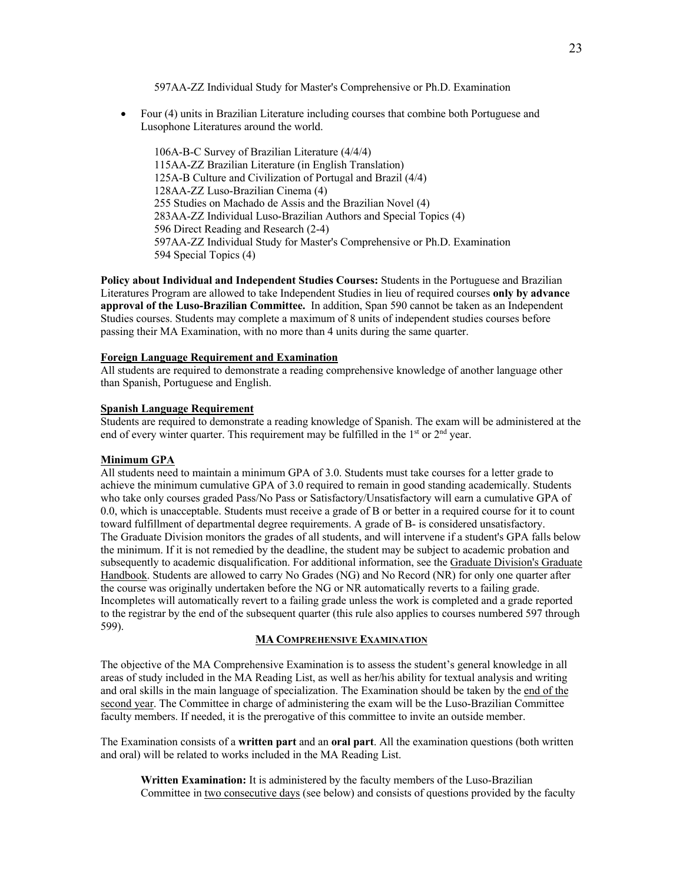597AA-ZZ Individual Study for Master's Comprehensive or Ph.D. Examination

- Four (4) units in Brazilian Literature including courses that combine both Portuguese and Lusophone Literatures around the world.

  106A-B-C Survey of Brazilian Literature (4/4/4)
  115AA-ZZ Brazilian Literature (in English Translation)
  125A-B Culture and Civilization of Portugal and Brazil (4/4)
  128AA-ZZ Luso-Brazilian Cinema (4)
  255 Studies on Machado de Assis and the Brazilian Novel (4)
  283AA-ZZ Individual Luso-Brazilian Authors and Special Topics (4)
  596 Direct Reading and Research (2-4)
  597AA-ZZ Individual Study for Master's Comprehensive or Ph.D. Examination
  594 Special Topics (4)

**Policy about Individual and Independent Studies Courses:** Students in the Portuguese and Brazilian Literatures Program are allowed to take Independent Studies in lieu of required courses **only by advance approval of the Luso-Brazilian Committee.** In addition, Span 590 cannot be taken as an Independent Studies courses. Students may complete a maximum of 8 units of independent studies courses before passing their MA Examination, with no more than 4 units during the same quarter.

### Foreign Language Requirement and Examination

All students are required to demonstrate a reading comprehensive knowledge of another language other than Spanish, Portuguese and English.

### Spanish Language Requirement

Students are required to demonstrate a reading knowledge of Spanish. The exam will be administered at the end of every winter quarter. This requirement may be fulfilled in the 1st or 2nd year.

### Minimum GPA

All students need to maintain a minimum GPA of 3.0. Students must take courses for a letter grade to achieve the minimum cumulative GPA of 3.0 required to remain in good standing academically. Students who take only courses graded Pass/No Pass or Satisfactory/Unsatisfactory will earn a cumulative GPA of 0.0, which is unacceptable. Students must receive a grade of B or better in a required course for it to count toward fulfillment of departmental degree requirements. A grade of B- is considered unsatisfactory. The Graduate Division monitors the grades of all students, and will intervene if a student's GPA falls below the minimum. If it is not remedied by the deadline, the student may be subject to academic probation and subsequently to academic disqualification. For additional information, see the Graduate Division's Graduate Handbook. Students are allowed to carry No Grades (NG) and No Record (NR) for only one quarter after the course was originally undertaken before the NG or NR automatically reverts to a failing grade. Incompletes will automatically revert to a failing grade unless the work is completed and a grade reported to the registrar by the end of the subsequent quarter (this rule also applies to courses numbered 597 through 599).

## MA Comprehensive Examination

The objective of the MA Comprehensive Examination is to assess the student's general knowledge in all areas of study included in the MA Reading List, as well as her/his ability for textual analysis and writing and oral skills in the main language of specialization. The Examination should be taken by the end of the second year. The Committee in charge of administering the exam will be the Luso-Brazilian Committee faculty members. If needed, it is the prerogative of this committee to invite an outside member.

The Examination consists of a **written part** and an **oral part**. All the examination questions (both written and oral) will be related to works included in the MA Reading List.

**Written Examination:** It is administered by the faculty members of the Luso-Brazilian Committee in two consecutive days (see below) and consists of questions provided by the faculty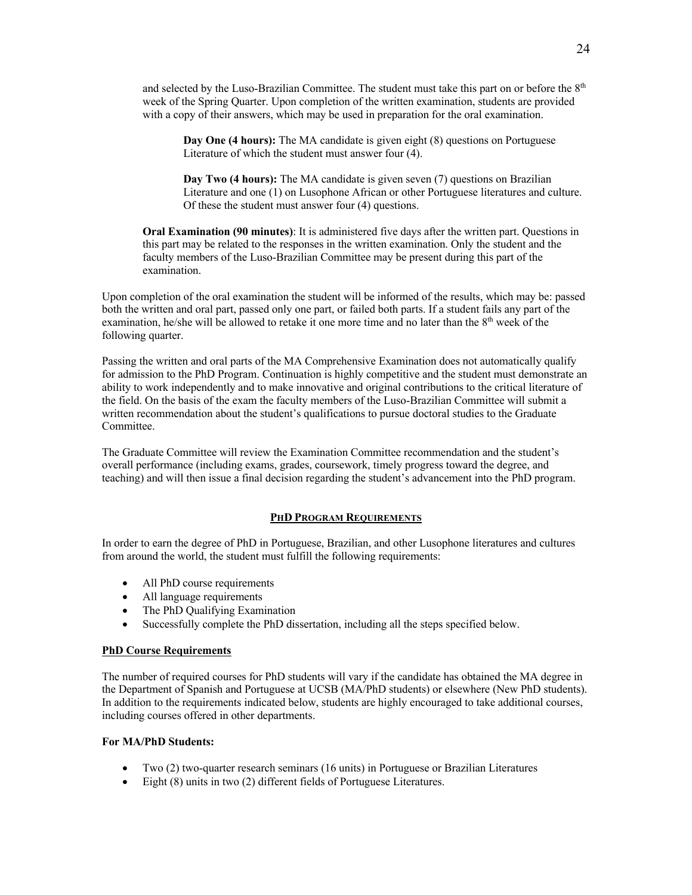and selected by the Luso-Brazilian Committee. The student must take this part on or before the 8th week of the Spring Quarter. Upon completion of the written examination, students are provided with a copy of their answers, which may be used in preparation for the oral examination.

**Day One (4 hours):** The MA candidate is given eight (8) questions on Portuguese Literature of which the student must answer four (4).

**Day Two (4 hours):** The MA candidate is given seven (7) questions on Brazilian Literature and one (1) on Lusophone African or other Portuguese literatures and culture. Of these the student must answer four (4) questions.

**Oral Examination (90 minutes)**: It is administered five days after the written part. Questions in this part may be related to the responses in the written examination. Only the student and the faculty members of the Luso-Brazilian Committee may be present during this part of the examination.

Upon completion of the oral examination the student will be informed of the results, which may be: passed both the written and oral part, passed only one part, or failed both parts. If a student fails any part of the examination, he/she will be allowed to retake it one more time and no later than the 8th week of the following quarter.

Passing the written and oral parts of the MA Comprehensive Examination does not automatically qualify for admission to the PhD Program. Continuation is highly competitive and the student must demonstrate an ability to work independently and to make innovative and original contributions to the critical literature of the field. On the basis of the exam the faculty members of the Luso-Brazilian Committee will submit a written recommendation about the student's qualifications to pursue doctoral studies to the Graduate Committee.

The Graduate Committee will review the Examination Committee recommendation and the student's overall performance (including exams, grades, coursework, timely progress toward the degree, and teaching) and will then issue a final decision regarding the student's advancement into the PhD program.

## PHD PROGRAM REQUIREMENTS

In order to earn the degree of PhD in Portuguese, Brazilian, and other Lusophone literatures and cultures from around the world, the student must fulfill the following requirements:

- All PhD course requirements
- All language requirements
- The PhD Qualifying Examination
- Successfully complete the PhD dissertation, including all the steps specified below.

### PhD Course Requirements

The number of required courses for PhD students will vary if the candidate has obtained the MA degree in the Department of Spanish and Portuguese at UCSB (MA/PhD students) or elsewhere (New PhD students). In addition to the requirements indicated below, students are highly encouraged to take additional courses, including courses offered in other departments.

**For MA/PhD Students:**

- Two (2) two-quarter research seminars (16 units) in Portuguese or Brazilian Literatures
- Eight (8) units in two (2) different fields of Portuguese Literatures.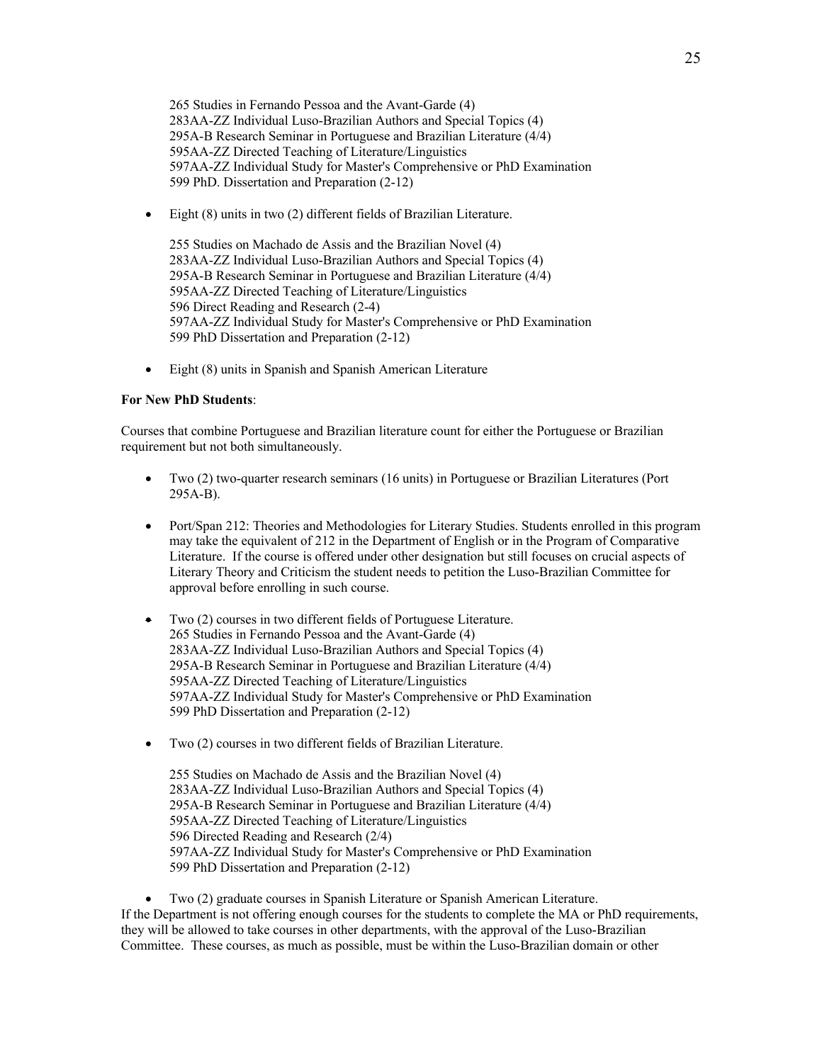265 Studies in Fernando Pessoa and the Avant-Garde (4)
283AA-ZZ Individual Luso-Brazilian Authors and Special Topics (4)
295A-B Research Seminar in Portuguese and Brazilian Literature (4/4)
595AA-ZZ Directed Teaching of Literature/Linguistics
597AA-ZZ Individual Study for Master's Comprehensive or PhD Examination
599 PhD. Dissertation and Preparation (2-12)

- Eight (8) units in two (2) different fields of Brazilian Literature.

  255 Studies on Machado de Assis and the Brazilian Novel (4)
  283AA-ZZ Individual Luso-Brazilian Authors and Special Topics (4)
  295A-B Research Seminar in Portuguese and Brazilian Literature (4/4)
  595AA-ZZ Directed Teaching of Literature/Linguistics
  596 Direct Reading and Research (2-4)
  597AA-ZZ Individual Study for Master's Comprehensive or PhD Examination
  599 PhD Dissertation and Preparation (2-12)

- Eight (8) units in Spanish and Spanish American Literature

**For New PhD Students**:

Courses that combine Portuguese and Brazilian literature count for either the Portuguese or Brazilian requirement but not both simultaneously.

- Two (2) two-quarter research seminars (16 units) in Portuguese or Brazilian Literatures (Port 295A-B).

- Port/Span 212: Theories and Methodologies for Literary Studies. Students enrolled in this program may take the equivalent of 212 in the Department of English or in the Program of Comparative Literature. If the course is offered under other designation but still focuses on crucial aspects of Literary Theory and Criticism the student needs to petition the Luso-Brazilian Committee for approval before enrolling in such course.

- Two (2) courses in two different fields of Portuguese Literature.
  265 Studies in Fernando Pessoa and the Avant-Garde (4)
  283AA-ZZ Individual Luso-Brazilian Authors and Special Topics (4)
  295A-B Research Seminar in Portuguese and Brazilian Literature (4/4)
  595AA-ZZ Directed Teaching of Literature/Linguistics
  597AA-ZZ Individual Study for Master's Comprehensive or PhD Examination
  599 PhD Dissertation and Preparation (2-12)

- Two (2) courses in two different fields of Brazilian Literature.

  255 Studies on Machado de Assis and the Brazilian Novel (4)
  283AA-ZZ Individual Luso-Brazilian Authors and Special Topics (4)
  295A-B Research Seminar in Portuguese and Brazilian Literature (4/4)
  595AA-ZZ Directed Teaching of Literature/Linguistics
  596 Directed Reading and Research (2/4)
  597AA-ZZ Individual Study for Master's Comprehensive or PhD Examination
  599 PhD Dissertation and Preparation (2-12)

- Two (2) graduate courses in Spanish Literature or Spanish American Literature.

If the Department is not offering enough courses for the students to complete the MA or PhD requirements, they will be allowed to take courses in other departments, with the approval of the Luso-Brazilian Committee. These courses, as much as possible, must be within the Luso-Brazilian domain or other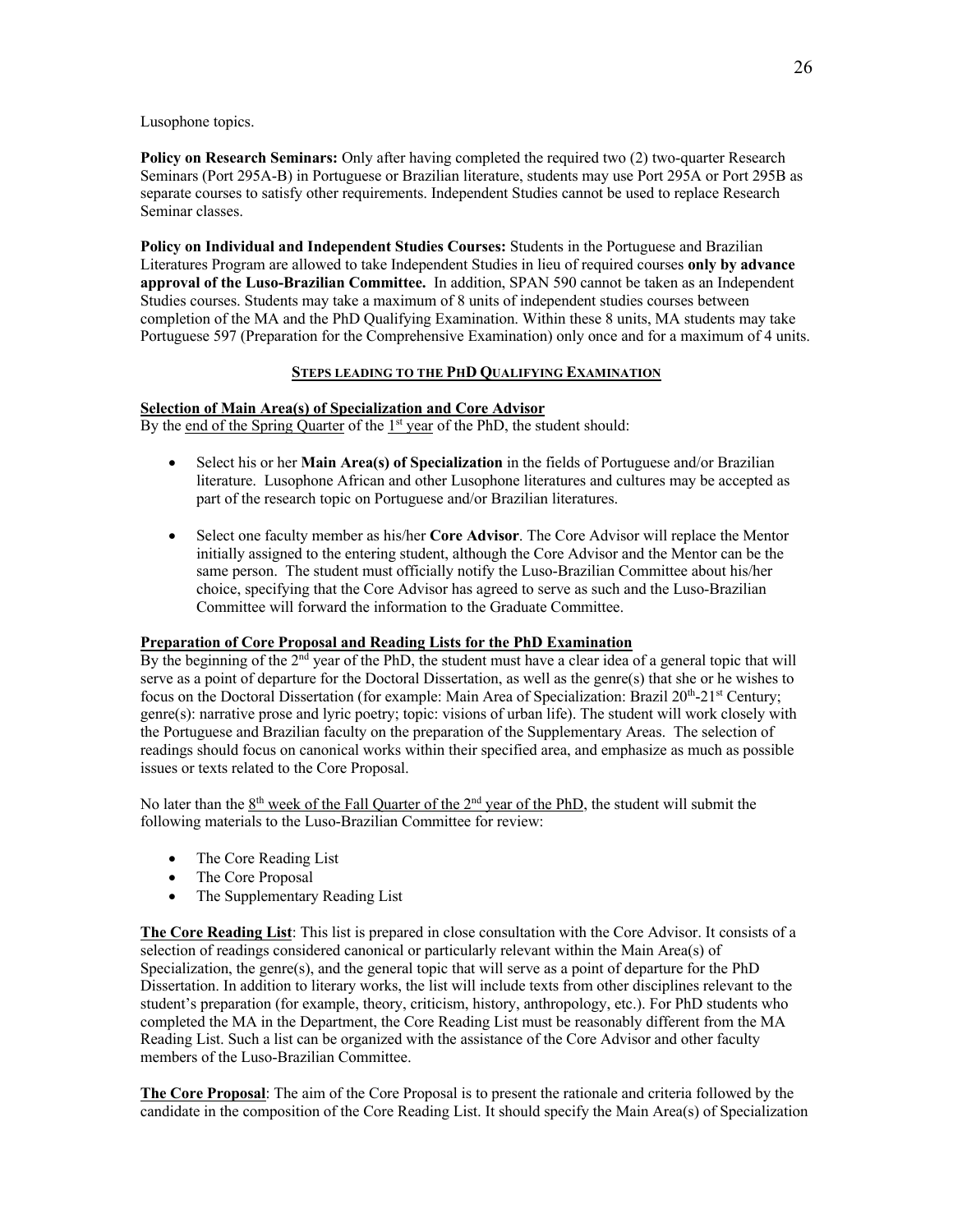Lusophone topics.

**Policy on Research Seminars:** Only after having completed the required two (2) two-quarter Research Seminars (Port 295A-B) in Portuguese or Brazilian literature, students may use Port 295A or Port 295B as separate courses to satisfy other requirements. Independent Studies cannot be used to replace Research Seminar classes.

**Policy on Individual and Independent Studies Courses:** Students in the Portuguese and Brazilian Literatures Program are allowed to take Independent Studies in lieu of required courses **only by advance approval of the Luso-Brazilian Committee.** In addition, SPAN 590 cannot be taken as an Independent Studies courses. Students may take a maximum of 8 units of independent studies courses between completion of the MA and the PhD Qualifying Examination. Within these 8 units, MA students may take Portuguese 597 (Preparation for the Comprehensive Examination) only once and for a maximum of 4 units.

## STEPS LEADING TO THE PHD QUALIFYING EXAMINATION

### Selection of Main Area(s) of Specialization and Core Advisor

By the end of the Spring Quarter of the 1st year of the PhD, the student should:

- Select his or her **Main Area(s) of Specialization** in the fields of Portuguese and/or Brazilian literature. Lusophone African and other Lusophone literatures and cultures may be accepted as part of the research topic on Portuguese and/or Brazilian literatures.
- Select one faculty member as his/her **Core Advisor**. The Core Advisor will replace the Mentor initially assigned to the entering student, although the Core Advisor and the Mentor can be the same person. The student must officially notify the Luso-Brazilian Committee about his/her choice, specifying that the Core Advisor has agreed to serve as such and the Luso-Brazilian Committee will forward the information to the Graduate Committee.

### Preparation of Core Proposal and Reading Lists for the PhD Examination

By the beginning of the 2nd year of the PhD, the student must have a clear idea of a general topic that will serve as a point of departure for the Doctoral Dissertation, as well as the genre(s) that she or he wishes to focus on the Doctoral Dissertation (for example: Main Area of Specialization: Brazil 20th-21st Century; genre(s): narrative prose and lyric poetry; topic: visions of urban life). The student will work closely with the Portuguese and Brazilian faculty on the preparation of the Supplementary Areas. The selection of readings should focus on canonical works within their specified area, and emphasize as much as possible issues or texts related to the Core Proposal.

No later than the 8th week of the Fall Quarter of the 2nd year of the PhD, the student will submit the following materials to the Luso-Brazilian Committee for review:

- The Core Reading List
- The Core Proposal
- The Supplementary Reading List

**The Core Reading List**: This list is prepared in close consultation with the Core Advisor. It consists of a selection of readings considered canonical or particularly relevant within the Main Area(s) of Specialization, the genre(s), and the general topic that will serve as a point of departure for the PhD Dissertation. In addition to literary works, the list will include texts from other disciplines relevant to the student's preparation (for example, theory, criticism, history, anthropology, etc.). For PhD students who completed the MA in the Department, the Core Reading List must be reasonably different from the MA Reading List. Such a list can be organized with the assistance of the Core Advisor and other faculty members of the Luso-Brazilian Committee.

**The Core Proposal**: The aim of the Core Proposal is to present the rationale and criteria followed by the candidate in the composition of the Core Reading List. It should specify the Main Area(s) of Specialization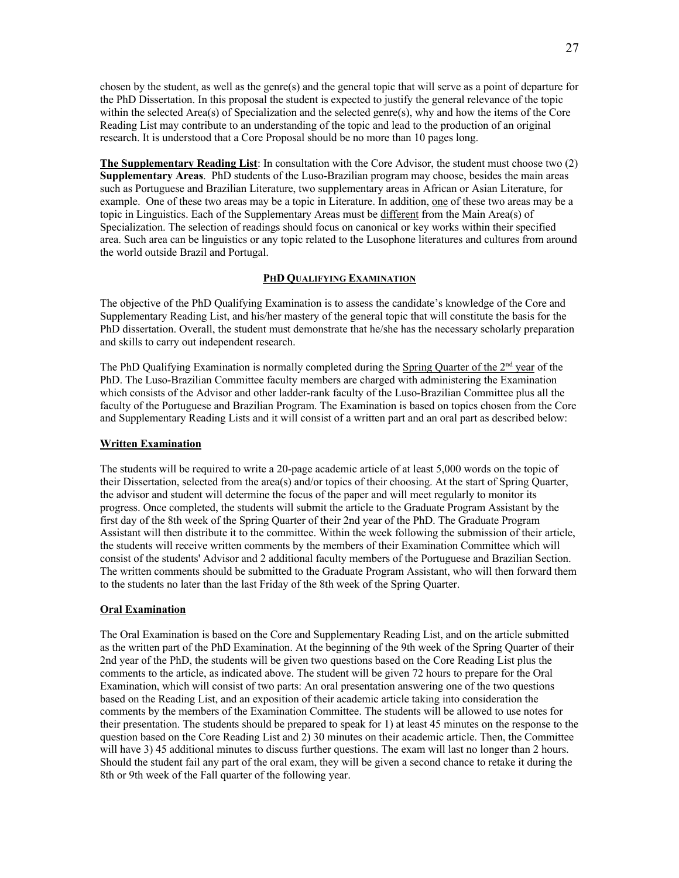chosen by the student, as well as the genre(s) and the general topic that will serve as a point of departure for the PhD Dissertation. In this proposal the student is expected to justify the general relevance of the topic within the selected Area(s) of Specialization and the selected genre(s), why and how the items of the Core Reading List may contribute to an understanding of the topic and lead to the production of an original research. It is understood that a Core Proposal should be no more than 10 pages long.

**The Supplementary Reading List**: In consultation with the Core Advisor, the student must choose two (2) **Supplementary Areas**. PhD students of the Luso-Brazilian program may choose, besides the main areas such as Portuguese and Brazilian Literature, two supplementary areas in African or Asian Literature, for example. One of these two areas may be a topic in Literature. In addition, one of these two areas may be a topic in Linguistics. Each of the Supplementary Areas must be different from the Main Area(s) of Specialization. The selection of readings should focus on canonical or key works within their specified area. Such area can be linguistics or any topic related to the Lusophone literatures and cultures from around the world outside Brazil and Portugal.

## PHD QUALIFYING EXAMINATION

The objective of the PhD Qualifying Examination is to assess the candidate's knowledge of the Core and Supplementary Reading List, and his/her mastery of the general topic that will constitute the basis for the PhD dissertation. Overall, the student must demonstrate that he/she has the necessary scholarly preparation and skills to carry out independent research.

The PhD Qualifying Examination is normally completed during the Spring Quarter of the 2nd year of the PhD. The Luso-Brazilian Committee faculty members are charged with administering the Examination which consists of the Advisor and other ladder-rank faculty of the Luso-Brazilian Committee plus all the faculty of the Portuguese and Brazilian Program. The Examination is based on topics chosen from the Core and Supplementary Reading Lists and it will consist of a written part and an oral part as described below:

### Written Examination

The students will be required to write a 20-page academic article of at least 5,000 words on the topic of their Dissertation, selected from the area(s) and/or topics of their choosing. At the start of Spring Quarter, the advisor and student will determine the focus of the paper and will meet regularly to monitor its progress. Once completed, the students will submit the article to the Graduate Program Assistant by the first day of the 8th week of the Spring Quarter of their 2nd year of the PhD. The Graduate Program Assistant will then distribute it to the committee. Within the week following the submission of their article, the students will receive written comments by the members of their Examination Committee which will consist of the students' Advisor and 2 additional faculty members of the Portuguese and Brazilian Section. The written comments should be submitted to the Graduate Program Assistant, who will then forward them to the students no later than the last Friday of the 8th week of the Spring Quarter.

### Oral Examination

The Oral Examination is based on the Core and Supplementary Reading List, and on the article submitted as the written part of the PhD Examination. At the beginning of the 9th week of the Spring Quarter of their 2nd year of the PhD, the students will be given two questions based on the Core Reading List plus the comments to the article, as indicated above. The student will be given 72 hours to prepare for the Oral Examination, which will consist of two parts: An oral presentation answering one of the two questions based on the Reading List, and an exposition of their academic article taking into consideration the comments by the members of the Examination Committee. The students will be allowed to use notes for their presentation. The students should be prepared to speak for 1) at least 45 minutes on the response to the question based on the Core Reading List and 2) 30 minutes on their academic article. Then, the Committee will have 3) 45 additional minutes to discuss further questions. The exam will last no longer than 2 hours. Should the student fail any part of the oral exam, they will be given a second chance to retake it during the 8th or 9th week of the Fall quarter of the following year.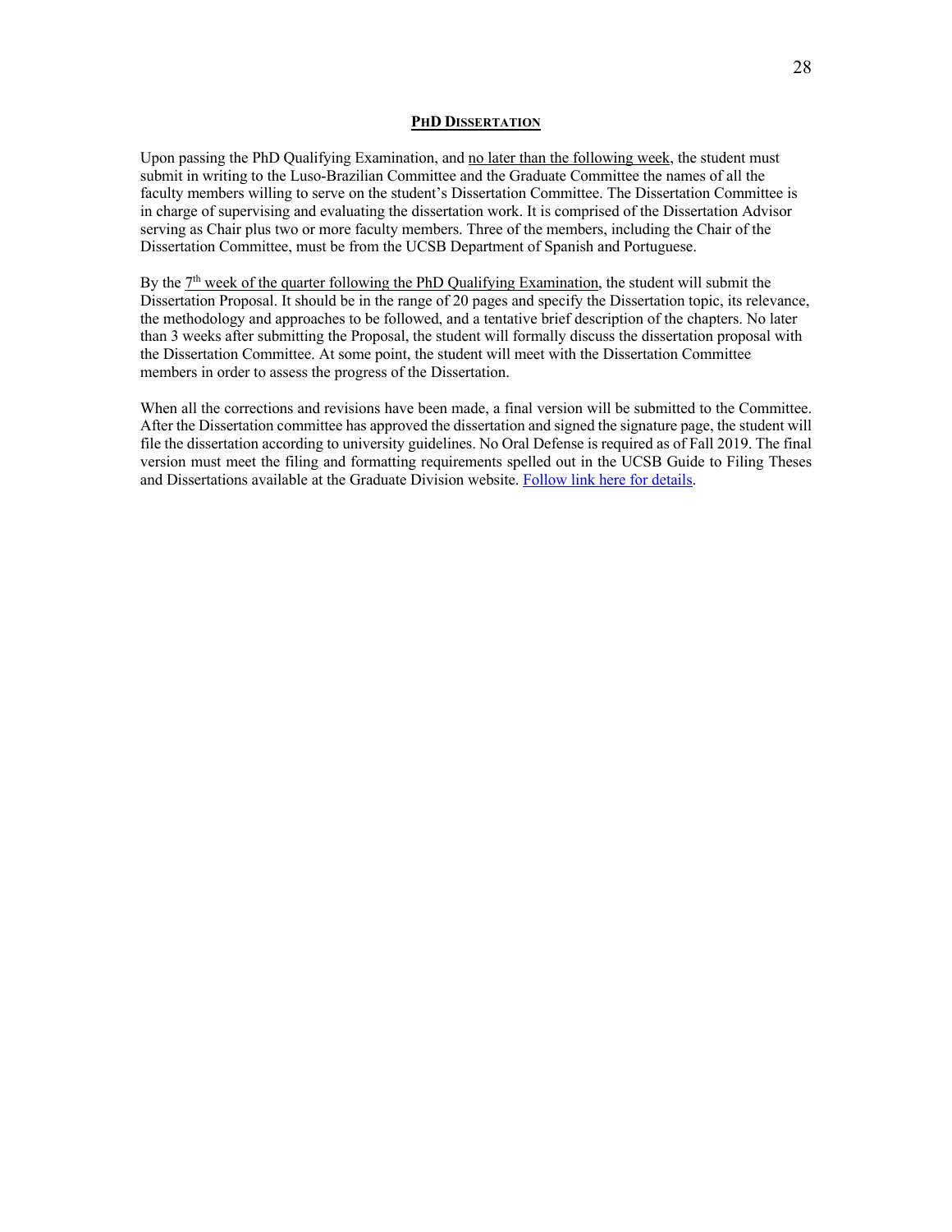## PhD Dissertation

Upon passing the PhD Qualifying Examination, and no later than the following week, the student must submit in writing to the Luso-Brazilian Committee and the Graduate Committee the names of all the faculty members willing to serve on the student's Dissertation Committee. The Dissertation Committee is in charge of supervising and evaluating the dissertation work. It is comprised of the Dissertation Advisor serving as Chair plus two or more faculty members. Three of the members, including the Chair of the Dissertation Committee, must be from the UCSB Department of Spanish and Portuguese.

By the 7th week of the quarter following the PhD Qualifying Examination, the student will submit the Dissertation Proposal. It should be in the range of 20 pages and specify the Dissertation topic, its relevance, the methodology and approaches to be followed, and a tentative brief description of the chapters. No later than 3 weeks after submitting the Proposal, the student will formally discuss the dissertation proposal with the Dissertation Committee. At some point, the student will meet with the Dissertation Committee members in order to assess the progress of the Dissertation.

When all the corrections and revisions have been made, a final version will be submitted to the Committee. After the Dissertation committee has approved the dissertation and signed the signature page, the student will file the dissertation according to university guidelines. No Oral Defense is required as of Fall 2019. The final version must meet the filing and formatting requirements spelled out in the UCSB Guide to Filing Theses and Dissertations available at the Graduate Division website. Follow link here for details.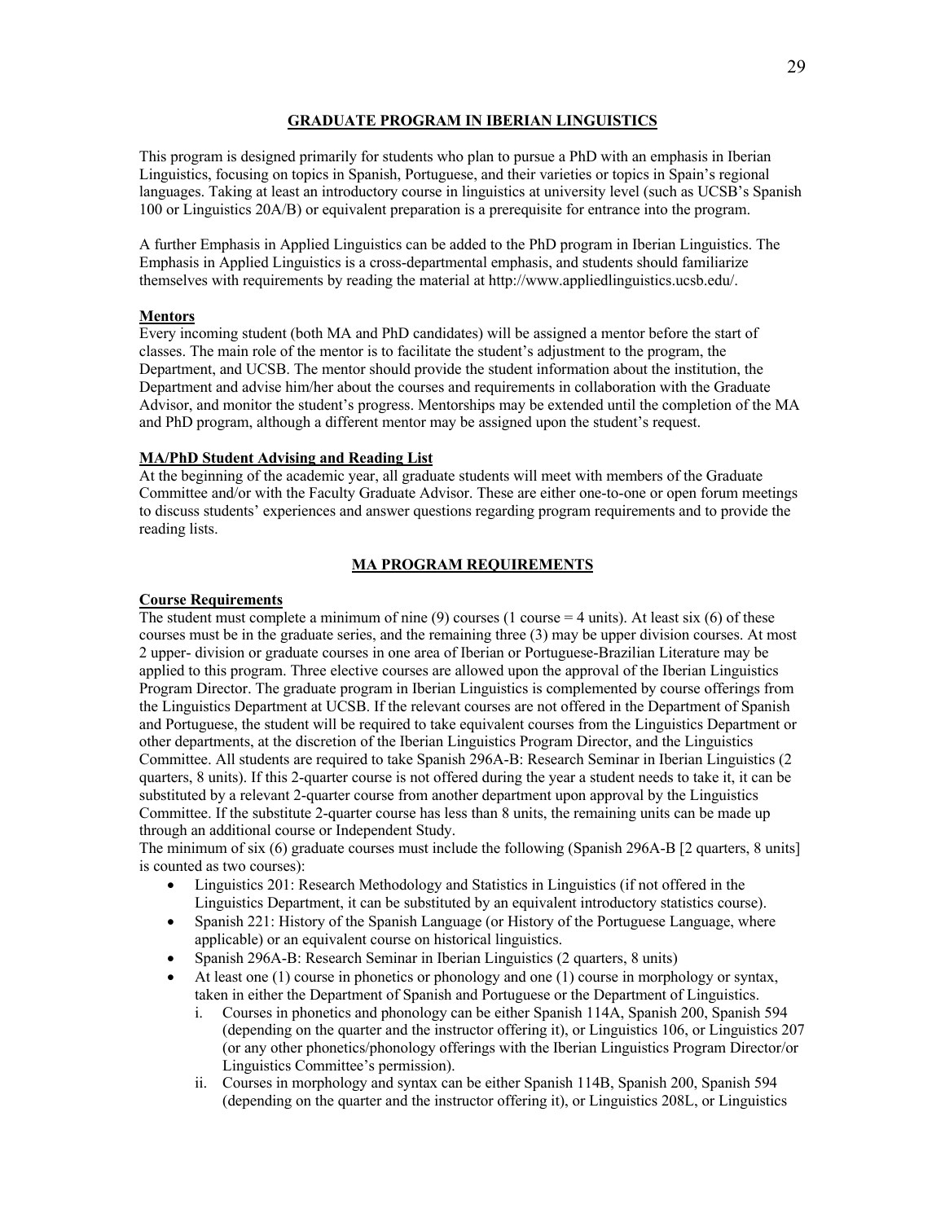## GRADUATE PROGRAM IN IBERIAN LINGUISTICS

This program is designed primarily for students who plan to pursue a PhD with an emphasis in Iberian Linguistics, focusing on topics in Spanish, Portuguese, and their varieties or topics in Spain's regional languages. Taking at least an introductory course in linguistics at university level (such as UCSB's Spanish 100 or Linguistics 20A/B) or equivalent preparation is a prerequisite for entrance into the program.

A further Emphasis in Applied Linguistics can be added to the PhD program in Iberian Linguistics. The Emphasis in Applied Linguistics is a cross-departmental emphasis, and students should familiarize themselves with requirements by reading the material at http://www.appliedlinguistics.ucsb.edu/.

### Mentors

Every incoming student (both MA and PhD candidates) will be assigned a mentor before the start of classes. The main role of the mentor is to facilitate the student's adjustment to the program, the Department, and UCSB. The mentor should provide the student information about the institution, the Department and advise him/her about the courses and requirements in collaboration with the Graduate Advisor, and monitor the student's progress. Mentorships may be extended until the completion of the MA and PhD program, although a different mentor may be assigned upon the student's request.

### MA/PhD Student Advising and Reading List

At the beginning of the academic year, all graduate students will meet with members of the Graduate Committee and/or with the Faculty Graduate Advisor. These are either one-to-one or open forum meetings to discuss students' experiences and answer questions regarding program requirements and to provide the reading lists.

## MA PROGRAM REQUIREMENTS

### Course Requirements

The student must complete a minimum of nine (9) courses (1 course = 4 units). At least six (6) of these courses must be in the graduate series, and the remaining three (3) may be upper division courses. At most 2 upper- division or graduate courses in one area of Iberian or Portuguese-Brazilian Literature may be applied to this program. Three elective courses are allowed upon the approval of the Iberian Linguistics Program Director. The graduate program in Iberian Linguistics is complemented by course offerings from the Linguistics Department at UCSB. If the relevant courses are not offered in the Department of Spanish and Portuguese, the student will be required to take equivalent courses from the Linguistics Department or other departments, at the discretion of the Iberian Linguistics Program Director, and the Linguistics Committee. All students are required to take Spanish 296A-B: Research Seminar in Iberian Linguistics (2 quarters, 8 units). If this 2-quarter course is not offered during the year a student needs to take it, it can be substituted by a relevant 2-quarter course from another department upon approval by the Linguistics Committee. If the substitute 2-quarter course has less than 8 units, the remaining units can be made up through an additional course or Independent Study.

The minimum of six (6) graduate courses must include the following (Spanish 296A-B [2 quarters, 8 units] is counted as two courses):

- Linguistics 201: Research Methodology and Statistics in Linguistics (if not offered in the Linguistics Department, it can be substituted by an equivalent introductory statistics course).
- Spanish 221: History of the Spanish Language (or History of the Portuguese Language, where applicable) or an equivalent course on historical linguistics.
- Spanish 296A-B: Research Seminar in Iberian Linguistics (2 quarters, 8 units)
- At least one (1) course in phonetics or phonology and one (1) course in morphology or syntax, taken in either the Department of Spanish and Portuguese or the Department of Linguistics.
  i. Courses in phonetics and phonology can be either Spanish 114A, Spanish 200, Spanish 594 (depending on the quarter and the instructor offering it), or Linguistics 106, or Linguistics 207 (or any other phonetics/phonology offerings with the Iberian Linguistics Program Director/or Linguistics Committee's permission).
  ii. Courses in morphology and syntax can be either Spanish 114B, Spanish 200, Spanish 594 (depending on the quarter and the instructor offering it), or Linguistics 208L, or Linguistics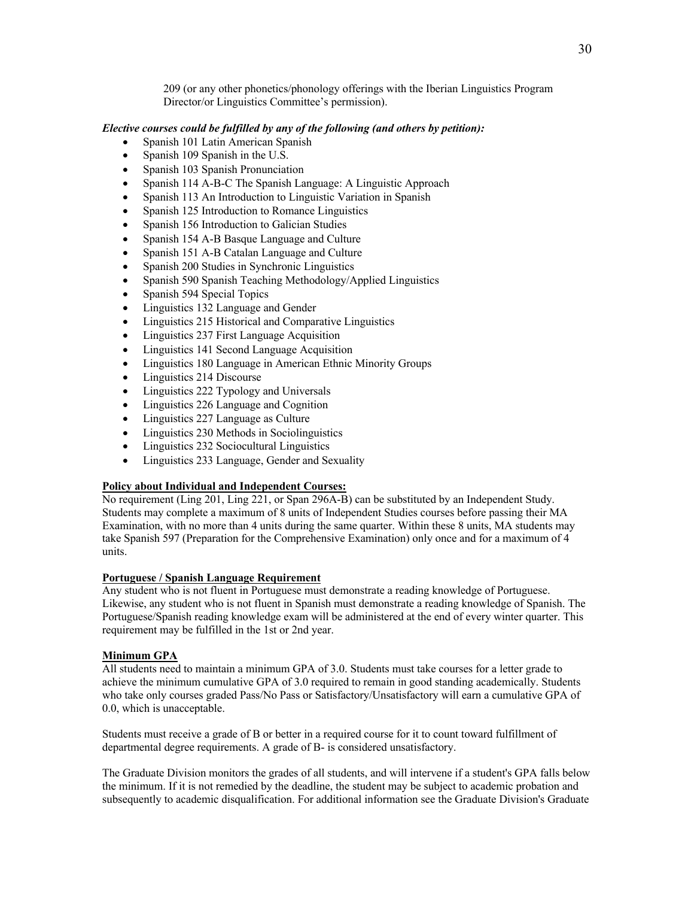209 (or any other phonetics/phonology offerings with the Iberian Linguistics Program Director/or Linguistics Committee's permission).

***Elective courses could be fulfilled by any of the following (and others by petition):***

- Spanish 101 Latin American Spanish
- Spanish 109 Spanish in the U.S.
- Spanish 103 Spanish Pronunciation
- Spanish 114 A-B-C The Spanish Language: A Linguistic Approach
- Spanish 113 An Introduction to Linguistic Variation in Spanish
- Spanish 125 Introduction to Romance Linguistics
- Spanish 156 Introduction to Galician Studies
- Spanish 154 A-B Basque Language and Culture
- Spanish 151 A-B Catalan Language and Culture
- Spanish 200 Studies in Synchronic Linguistics
- Spanish 590 Spanish Teaching Methodology/Applied Linguistics
- Spanish 594 Special Topics
- Linguistics 132 Language and Gender
- Linguistics 215 Historical and Comparative Linguistics
- Linguistics 237 First Language Acquisition
- Linguistics 141 Second Language Acquisition
- Linguistics 180 Language in American Ethnic Minority Groups
- Linguistics 214 Discourse
- Linguistics 222 Typology and Universals
- Linguistics 226 Language and Cognition
- Linguistics 227 Language as Culture
- Linguistics 230 Methods in Sociolinguistics
- Linguistics 232 Sociocultural Linguistics
- Linguistics 233 Language, Gender and Sexuality

**Policy about Individual and Independent Courses:**

No requirement (Ling 201, Ling 221, or Span 296A-B) can be substituted by an Independent Study. Students may complete a maximum of 8 units of Independent Studies courses before passing their MA Examination, with no more than 4 units during the same quarter. Within these 8 units, MA students may take Spanish 597 (Preparation for the Comprehensive Examination) only once and for a maximum of 4 units.

**Portuguese / Spanish Language Requirement**

Any student who is not fluent in Portuguese must demonstrate a reading knowledge of Portuguese. Likewise, any student who is not fluent in Spanish must demonstrate a reading knowledge of Spanish. The Portuguese/Spanish reading knowledge exam will be administered at the end of every winter quarter. This requirement may be fulfilled in the 1st or 2nd year.

**Minimum GPA**

All students need to maintain a minimum GPA of 3.0. Students must take courses for a letter grade to achieve the minimum cumulative GPA of 3.0 required to remain in good standing academically. Students who take only courses graded Pass/No Pass or Satisfactory/Unsatisfactory will earn a cumulative GPA of 0.0, which is unacceptable.

Students must receive a grade of B or better in a required course for it to count toward fulfillment of departmental degree requirements. A grade of B- is considered unsatisfactory.

The Graduate Division monitors the grades of all students, and will intervene if a student's GPA falls below the minimum. If it is not remedied by the deadline, the student may be subject to academic probation and subsequently to academic disqualification. For additional information see the Graduate Division's Graduate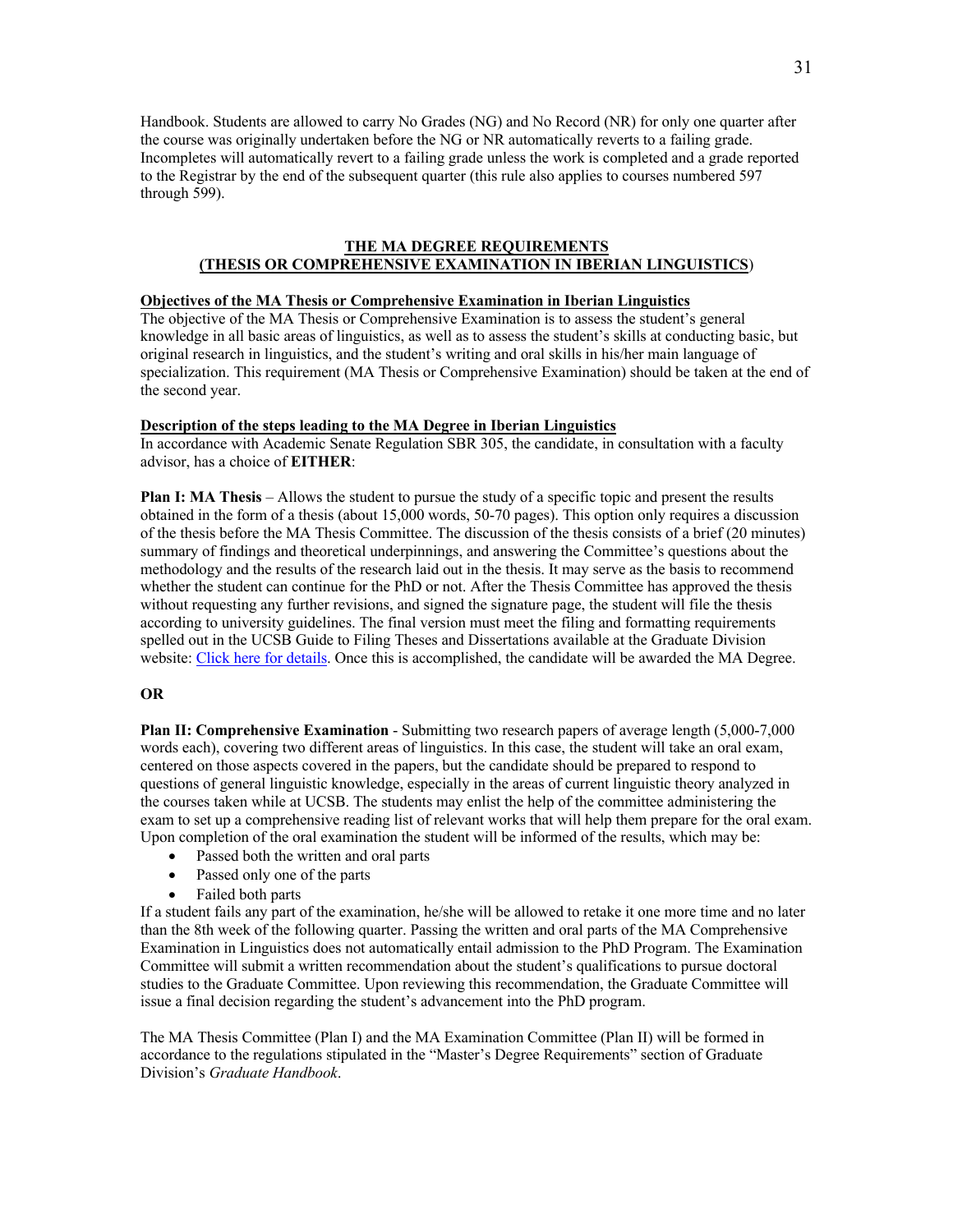Handbook. Students are allowed to carry No Grades (NG) and No Record (NR) for only one quarter after the course was originally undertaken before the NG or NR automatically reverts to a failing grade. Incompletes will automatically revert to a failing grade unless the work is completed and a grade reported to the Registrar by the end of the subsequent quarter (this rule also applies to courses numbered 597 through 599).

## THE MA DEGREE REQUIREMENTS (THESIS OR COMPREHENSIVE EXAMINATION IN IBERIAN LINGUISTICS)

**Objectives of the MA Thesis or Comprehensive Examination in Iberian Linguistics**

The objective of the MA Thesis or Comprehensive Examination is to assess the student's general knowledge in all basic areas of linguistics, as well as to assess the student's skills at conducting basic, but original research in linguistics, and the student's writing and oral skills in his/her main language of specialization. This requirement (MA Thesis or Comprehensive Examination) should be taken at the end of the second year.

**Description of the steps leading to the MA Degree in Iberian Linguistics**

In accordance with Academic Senate Regulation SBR 305, the candidate, in consultation with a faculty advisor, has a choice of **EITHER**:

**Plan I: MA Thesis** – Allows the student to pursue the study of a specific topic and present the results obtained in the form of a thesis (about 15,000 words, 50-70 pages). This option only requires a discussion of the thesis before the MA Thesis Committee. The discussion of the thesis consists of a brief (20 minutes) summary of findings and theoretical underpinnings, and answering the Committee's questions about the methodology and the results of the research laid out in the thesis. It may serve as the basis to recommend whether the student can continue for the PhD or not. After the Thesis Committee has approved the thesis without requesting any further revisions, and signed the signature page, the student will file the thesis according to university guidelines. The final version must meet the filing and formatting requirements spelled out in the UCSB Guide to Filing Theses and Dissertations available at the Graduate Division website: Click here for details. Once this is accomplished, the candidate will be awarded the MA Degree.

**OR**

**Plan II: Comprehensive Examination** - Submitting two research papers of average length (5,000-7,000 words each), covering two different areas of linguistics. In this case, the student will take an oral exam, centered on those aspects covered in the papers, but the candidate should be prepared to respond to questions of general linguistic knowledge, especially in the areas of current linguistic theory analyzed in the courses taken while at UCSB. The students may enlist the help of the committee administering the exam to set up a comprehensive reading list of relevant works that will help them prepare for the oral exam. Upon completion of the oral examination the student will be informed of the results, which may be:

- Passed both the written and oral parts
- Passed only one of the parts
- Failed both parts

If a student fails any part of the examination, he/she will be allowed to retake it one more time and no later than the 8th week of the following quarter. Passing the written and oral parts of the MA Comprehensive Examination in Linguistics does not automatically entail admission to the PhD Program. The Examination Committee will submit a written recommendation about the student's qualifications to pursue doctoral studies to the Graduate Committee. Upon reviewing this recommendation, the Graduate Committee will issue a final decision regarding the student's advancement into the PhD program.

The MA Thesis Committee (Plan I) and the MA Examination Committee (Plan II) will be formed in accordance to the regulations stipulated in the "Master's Degree Requirements" section of Graduate Division's *Graduate Handbook*.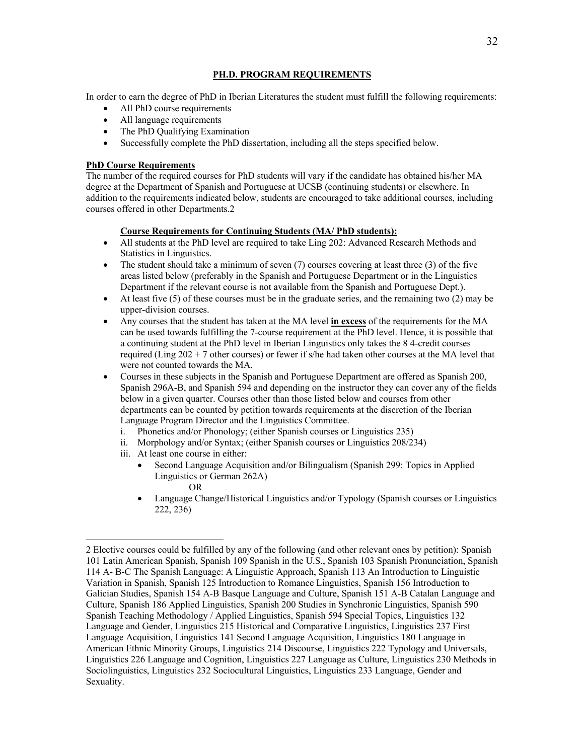## PH.D. PROGRAM REQUIREMENTS

In order to earn the degree of PhD in Iberian Literatures the student must fulfill the following requirements:

- All PhD course requirements
- All language requirements
- The PhD Qualifying Examination
- Successfully complete the PhD dissertation, including all the steps specified below.

### PhD Course Requirements

The number of the required courses for PhD students will vary if the candidate has obtained his/her MA degree at the Department of Spanish and Portuguese at UCSB (continuing students) or elsewhere. In addition to the requirements indicated below, students are encouraged to take additional courses, including courses offered in other Departments.[2]

#### Course Requirements for Continuing Students (MA/ PhD students):

- All students at the PhD level are required to take Ling 202: Advanced Research Methods and Statistics in Linguistics.
- The student should take a minimum of seven (7) courses covering at least three (3) of the five areas listed below (preferably in the Spanish and Portuguese Department or in the Linguistics Department if the relevant course is not available from the Spanish and Portuguese Dept.).
- At least five (5) of these courses must be in the graduate series, and the remaining two (2) may be upper-division courses.
- Any courses that the student has taken at the MA level **in excess** of the requirements for the MA can be used towards fulfilling the 7-course requirement at the PhD level. Hence, it is possible that a continuing student at the PhD level in Iberian Linguistics only takes the 8 4-credit courses required (Ling 202 + 7 other courses) or fewer if s/he had taken other courses at the MA level that were not counted towards the MA.
- Courses in these subjects in the Spanish and Portuguese Department are offered as Spanish 200, Spanish 296A-B, and Spanish 594 and depending on the instructor they can cover any of the fields below in a given quarter. Courses other than those listed below and courses from other departments can be counted by petition towards requirements at the discretion of the Iberian Language Program Director and the Linguistics Committee.
  - i. Phonetics and/or Phonology; (either Spanish courses or Linguistics 235)
  - ii. Morphology and/or Syntax; (either Spanish courses or Linguistics 208/234)
  - iii. At least one course in either:
    - Second Language Acquisition and/or Bilingualism (Spanish 299: Topics in Applied Linguistics or German 262A)

      OR
    - Language Change/Historical Linguistics and/or Typology (Spanish courses or Linguistics 222, 236)

---

[2] Elective courses could be fulfilled by any of the following (and other relevant ones by petition): Spanish 101 Latin American Spanish, Spanish 109 Spanish in the U.S., Spanish 103 Spanish Pronunciation, Spanish 114 A- B-C The Spanish Language: A Linguistic Approach, Spanish 113 An Introduction to Linguistic Variation in Spanish, Spanish 125 Introduction to Romance Linguistics, Spanish 156 Introduction to Galician Studies, Spanish 154 A-B Basque Language and Culture, Spanish 151 A-B Catalan Language and Culture, Spanish 186 Applied Linguistics, Spanish 200 Studies in Synchronic Linguistics, Spanish 590 Spanish Teaching Methodology / Applied Linguistics, Spanish 594 Special Topics, Linguistics 132 Language and Gender, Linguistics 215 Historical and Comparative Linguistics, Linguistics 237 First Language Acquisition, Linguistics 141 Second Language Acquisition, Linguistics 180 Language in American Ethnic Minority Groups, Linguistics 214 Discourse, Linguistics 222 Typology and Universals, Linguistics 226 Language and Cognition, Linguistics 227 Language as Culture, Linguistics 230 Methods in Sociolinguistics, Linguistics 232 Sociocultural Linguistics, Linguistics 233 Language, Gender and Sexuality.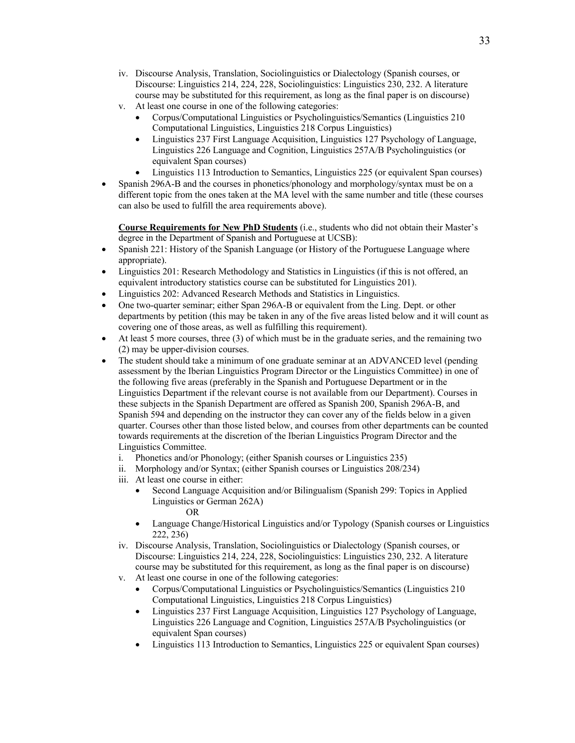iv. Discourse Analysis, Translation, Sociolinguistics or Dialectology (Spanish courses, or Discourse: Linguistics 214, 224, 228, Sociolinguistics: Linguistics 230, 232. A literature course may be substituted for this requirement, as long as the final paper is on discourse)
v. At least one course in one of the following categories:
   - Corpus/Computational Linguistics or Psycholinguistics/Semantics (Linguistics 210 Computational Linguistics, Linguistics 218 Corpus Linguistics)
   - Linguistics 237 First Language Acquisition, Linguistics 127 Psychology of Language, Linguistics 226 Language and Cognition, Linguistics 257A/B Psycholinguistics (or equivalent Span courses)
   - Linguistics 113 Introduction to Semantics, Linguistics 225 (or equivalent Span courses)

- Spanish 296A-B and the courses in phonetics/phonology and morphology/syntax must be on a different topic from the ones taken at the MA level with the same number and title (these courses can also be used to fulfill the area requirements above).

**Course Requirements for New PhD Students** (i.e., students who did not obtain their Master's degree in the Department of Spanish and Portuguese at UCSB):

- Spanish 221: History of the Spanish Language (or History of the Portuguese Language where appropriate).
- Linguistics 201: Research Methodology and Statistics in Linguistics (if this is not offered, an equivalent introductory statistics course can be substituted for Linguistics 201).
- Linguistics 202: Advanced Research Methods and Statistics in Linguistics.
- One two-quarter seminar; either Span 296A-B or equivalent from the Ling. Dept. or other departments by petition (this may be taken in any of the five areas listed below and it will count as covering one of those areas, as well as fulfilling this requirement).
- At least 5 more courses, three (3) of which must be in the graduate series, and the remaining two (2) may be upper-division courses.
- The student should take a minimum of one graduate seminar at an ADVANCED level (pending assessment by the Iberian Linguistics Program Director or the Linguistics Committee) in one of the following five areas (preferably in the Spanish and Portuguese Department or in the Linguistics Department if the relevant course is not available from our Department). Courses in these subjects in the Spanish Department are offered as Spanish 200, Spanish 296A-B, and Spanish 594 and depending on the instructor they can cover any of the fields below in a given quarter. Courses other than those listed below, and courses from other departments can be counted towards requirements at the discretion of the Iberian Linguistics Program Director and the Linguistics Committee.

i. Phonetics and/or Phonology; (either Spanish courses or Linguistics 235)
ii. Morphology and/or Syntax; (either Spanish courses or Linguistics 208/234)
iii. At least one course in either:
   - Second Language Acquisition and/or Bilingualism (Spanish 299: Topics in Applied Linguistics or German 262A)
     
     OR
   - Language Change/Historical Linguistics and/or Typology (Spanish courses or Linguistics 222, 236)

iv. Discourse Analysis, Translation, Sociolinguistics or Dialectology (Spanish courses, or Discourse: Linguistics 214, 224, 228, Sociolinguistics: Linguistics 230, 232. A literature course may be substituted for this requirement, as long as the final paper is on discourse)
v. At least one course in one of the following categories:
   - Corpus/Computational Linguistics or Psycholinguistics/Semantics (Linguistics 210 Computational Linguistics, Linguistics 218 Corpus Linguistics)
   - Linguistics 237 First Language Acquisition, Linguistics 127 Psychology of Language, Linguistics 226 Language and Cognition, Linguistics 257A/B Psycholinguistics (or equivalent Span courses)
   - Linguistics 113 Introduction to Semantics, Linguistics 225 or equivalent Span courses)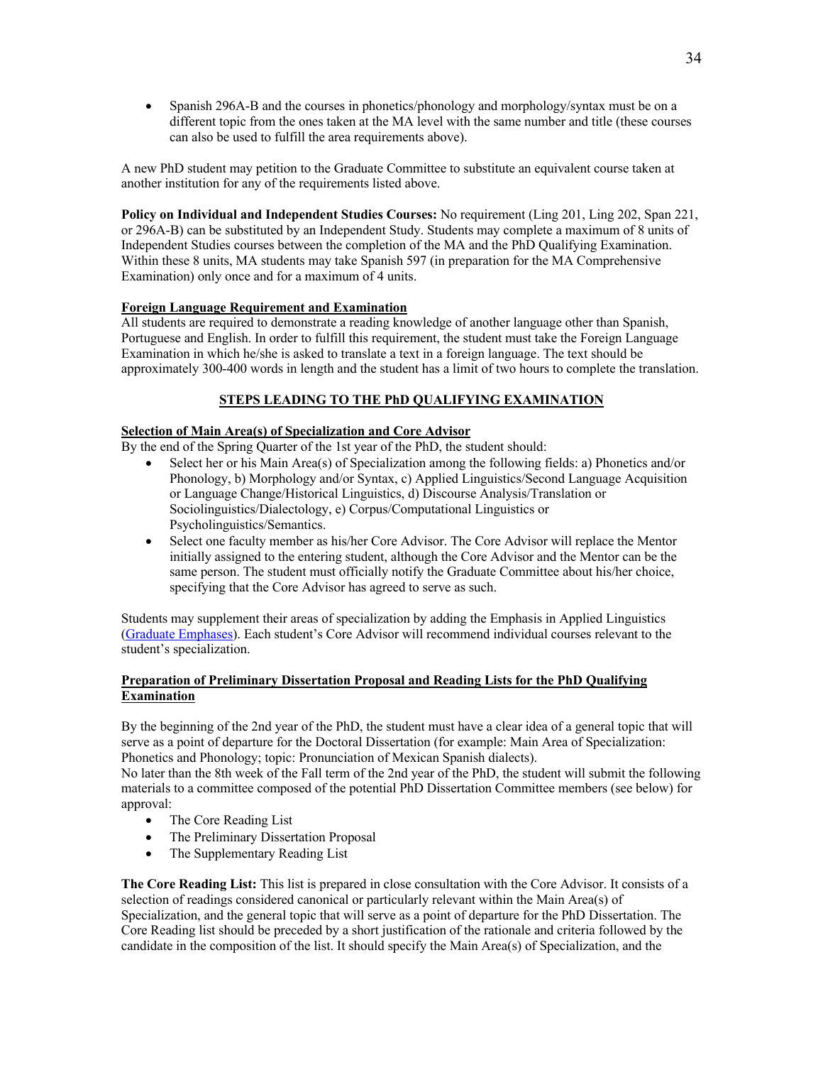- Spanish 296A-B and the courses in phonetics/phonology and morphology/syntax must be on a different topic from the ones taken at the MA level with the same number and title (these courses can also be used to fulfill the area requirements above).

A new PhD student may petition to the Graduate Committee to substitute an equivalent course taken at another institution for any of the requirements listed above.

**Policy on Individual and Independent Studies Courses:** No requirement (Ling 201, Ling 202, Span 221, or 296A-B) can be substituted by an Independent Study. Students may complete a maximum of 8 units of Independent Studies courses between the completion of the MA and the PhD Qualifying Examination. Within these 8 units, MA students may take Spanish 597 (in preparation for the MA Comprehensive Examination) only once and for a maximum of 4 units.

**<u>Foreign Language Requirement and Examination</u>**

All students are required to demonstrate a reading knowledge of another language other than Spanish, Portuguese and English. In order to fulfill this requirement, the student must take the Foreign Language Examination in which he/she is asked to translate a text in a foreign language. The text should be approximately 300-400 words in length and the student has a limit of two hours to complete the translation.

## <u>STEPS LEADING TO THE PhD QUALIFYING EXAMINATION</u>

**<u>Selection of Main Area(s) of Specialization and Core Advisor</u>**

By the end of the Spring Quarter of the 1st year of the PhD, the student should:

- Select her or his Main Area(s) of Specialization among the following fields: a) Phonetics and/or Phonology, b) Morphology and/or Syntax, c) Applied Linguistics/Second Language Acquisition or Language Change/Historical Linguistics, d) Discourse Analysis/Translation or Sociolinguistics/Dialectology, e) Corpus/Computational Linguistics or Psycholinguistics/Semantics.
- Select one faculty member as his/her Core Advisor. The Core Advisor will replace the Mentor initially assigned to the entering student, although the Core Advisor and the Mentor can be the same person. The student must officially notify the Graduate Committee about his/her choice, specifying that the Core Advisor has agreed to serve as such.

Students may supplement their areas of specialization by adding the Emphasis in Applied Linguistics (Graduate Emphases). Each student's Core Advisor will recommend individual courses relevant to the student's specialization.

**<u>Preparation of Preliminary Dissertation Proposal and Reading Lists for the PhD Qualifying Examination</u>**

By the beginning of the 2nd year of the PhD, the student must have a clear idea of a general topic that will serve as a point of departure for the Doctoral Dissertation (for example: Main Area of Specialization: Phonetics and Phonology; topic: Pronunciation of Mexican Spanish dialects).
No later than the 8th week of the Fall term of the 2nd year of the PhD, the student will submit the following materials to a committee composed of the potential PhD Dissertation Committee members (see below) for approval:

- The Core Reading List
- The Preliminary Dissertation Proposal
- The Supplementary Reading List

**The Core Reading List:** This list is prepared in close consultation with the Core Advisor. It consists of a selection of readings considered canonical or particularly relevant within the Main Area(s) of Specialization, and the general topic that will serve as a point of departure for the PhD Dissertation. The Core Reading list should be preceded by a short justification of the rationale and criteria followed by the candidate in the composition of the list. It should specify the Main Area(s) of Specialization, and the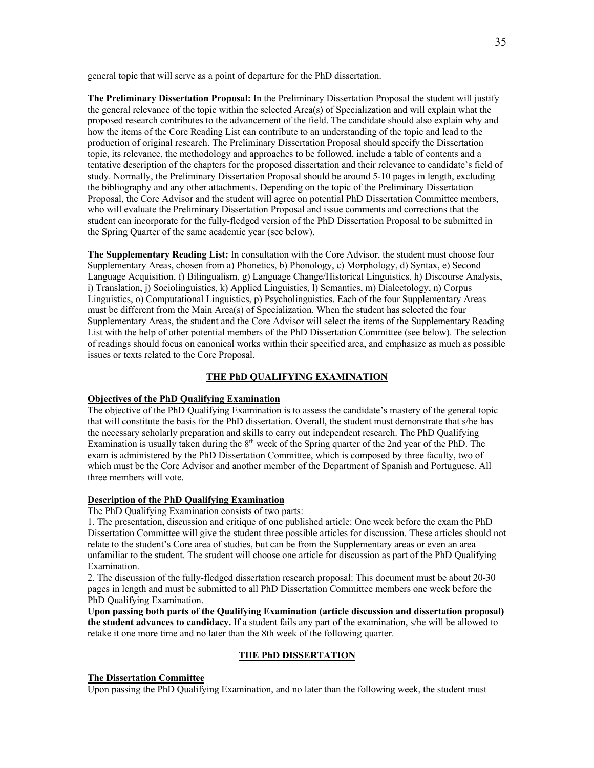general topic that will serve as a point of departure for the PhD dissertation.

**The Preliminary Dissertation Proposal:** In the Preliminary Dissertation Proposal the student will justify the general relevance of the topic within the selected Area(s) of Specialization and will explain what the proposed research contributes to the advancement of the field. The candidate should also explain why and how the items of the Core Reading List can contribute to an understanding of the topic and lead to the production of original research. The Preliminary Dissertation Proposal should specify the Dissertation topic, its relevance, the methodology and approaches to be followed, include a table of contents and a tentative description of the chapters for the proposed dissertation and their relevance to candidate's field of study. Normally, the Preliminary Dissertation Proposal should be around 5-10 pages in length, excluding the bibliography and any other attachments. Depending on the topic of the Preliminary Dissertation Proposal, the Core Advisor and the student will agree on potential PhD Dissertation Committee members, who will evaluate the Preliminary Dissertation Proposal and issue comments and corrections that the student can incorporate for the fully-fledged version of the PhD Dissertation Proposal to be submitted in the Spring Quarter of the same academic year (see below).

**The Supplementary Reading List:** In consultation with the Core Advisor, the student must choose four Supplementary Areas, chosen from a) Phonetics, b) Phonology, c) Morphology, d) Syntax, e) Second Language Acquisition, f) Bilingualism, g) Language Change/Historical Linguistics, h) Discourse Analysis, i) Translation, j) Sociolinguistics, k) Applied Linguistics, l) Semantics, m) Dialectology, n) Corpus Linguistics, o) Computational Linguistics, p) Psycholinguistics. Each of the four Supplementary Areas must be different from the Main Area(s) of Specialization. When the student has selected the four Supplementary Areas, the student and the Core Advisor will select the items of the Supplementary Reading List with the help of other potential members of the PhD Dissertation Committee (see below). The selection of readings should focus on canonical works within their specified area, and emphasize as much as possible issues or texts related to the Core Proposal.

## THE PhD QUALIFYING EXAMINATION

### Objectives of the PhD Qualifying Examination

The objective of the PhD Qualifying Examination is to assess the candidate's mastery of the general topic that will constitute the basis for the PhD dissertation. Overall, the student must demonstrate that s/he has the necessary scholarly preparation and skills to carry out independent research. The PhD Qualifying Examination is usually taken during the 8th week of the Spring quarter of the 2nd year of the PhD. The exam is administered by the PhD Dissertation Committee, which is composed by three faculty, two of which must be the Core Advisor and another member of the Department of Spanish and Portuguese. All three members will vote.

### Description of the PhD Qualifying Examination

The PhD Qualifying Examination consists of two parts:

1. The presentation, discussion and critique of one published article: One week before the exam the PhD Dissertation Committee will give the student three possible articles for discussion. These articles should not relate to the student's Core area of studies, but can be from the Supplementary areas or even an area unfamiliar to the student. The student will choose one article for discussion as part of the PhD Qualifying Examination.
2. The discussion of the fully-fledged dissertation research proposal: This document must be about 20-30 pages in length and must be submitted to all PhD Dissertation Committee members one week before the PhD Qualifying Examination.

**Upon passing both parts of the Qualifying Examination (article discussion and dissertation proposal) the student advances to candidacy.** If a student fails any part of the examination, s/he will be allowed to retake it one more time and no later than the 8th week of the following quarter.

## THE PhD DISSERTATION

### The Dissertation Committee

Upon passing the PhD Qualifying Examination, and no later than the following week, the student must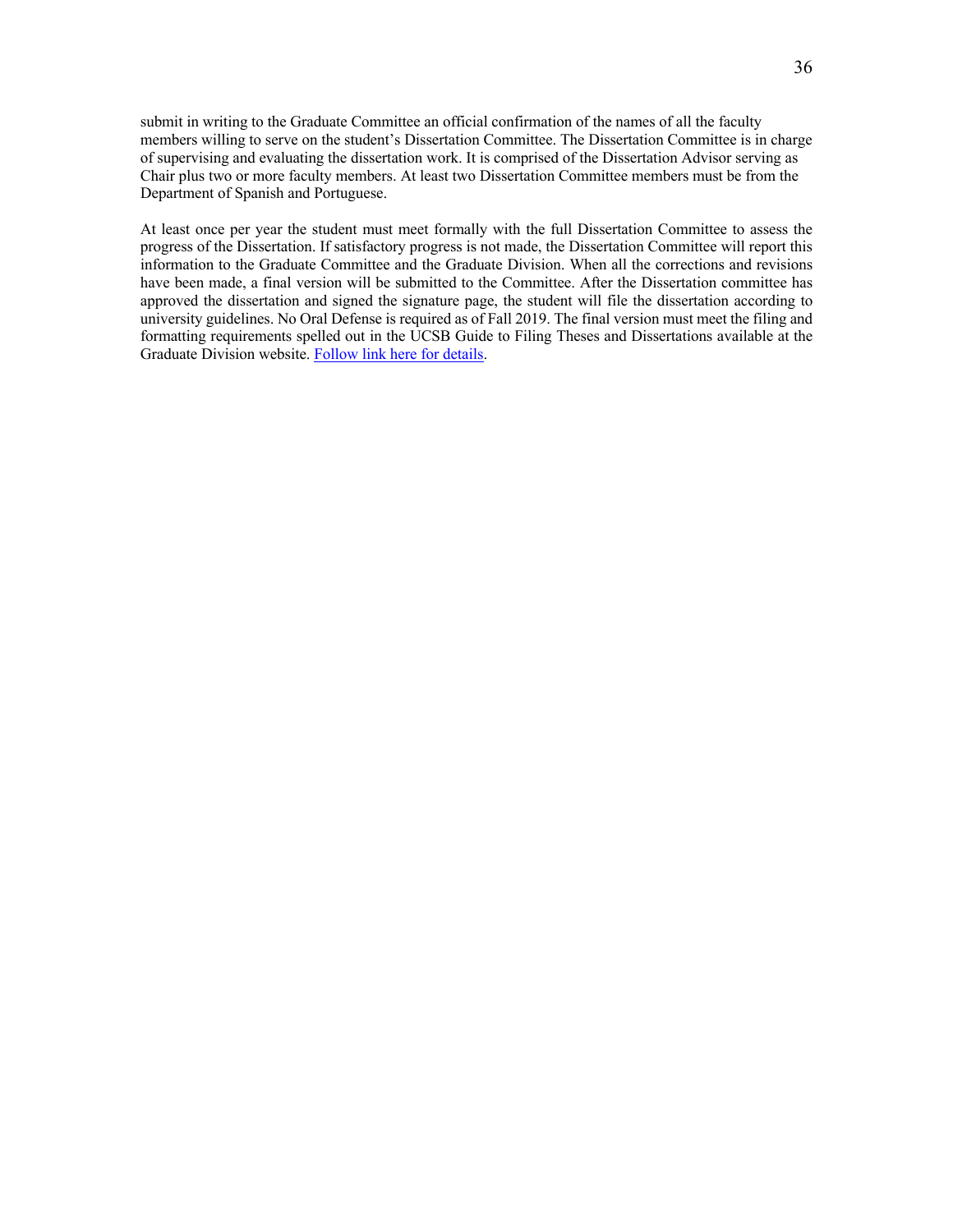submit in writing to the Graduate Committee an official confirmation of the names of all the faculty members willing to serve on the student's Dissertation Committee. The Dissertation Committee is in charge of supervising and evaluating the dissertation work. It is comprised of the Dissertation Advisor serving as Chair plus two or more faculty members. At least two Dissertation Committee members must be from the Department of Spanish and Portuguese.

At least once per year the student must meet formally with the full Dissertation Committee to assess the progress of the Dissertation. If satisfactory progress is not made, the Dissertation Committee will report this information to the Graduate Committee and the Graduate Division. When all the corrections and revisions have been made, a final version will be submitted to the Committee. After the Dissertation committee has approved the dissertation and signed the signature page, the student will file the dissertation according to university guidelines. No Oral Defense is required as of Fall 2019. The final version must meet the filing and formatting requirements spelled out in the UCSB Guide to Filing Theses and Dissertations available at the Graduate Division website. Follow link here for details.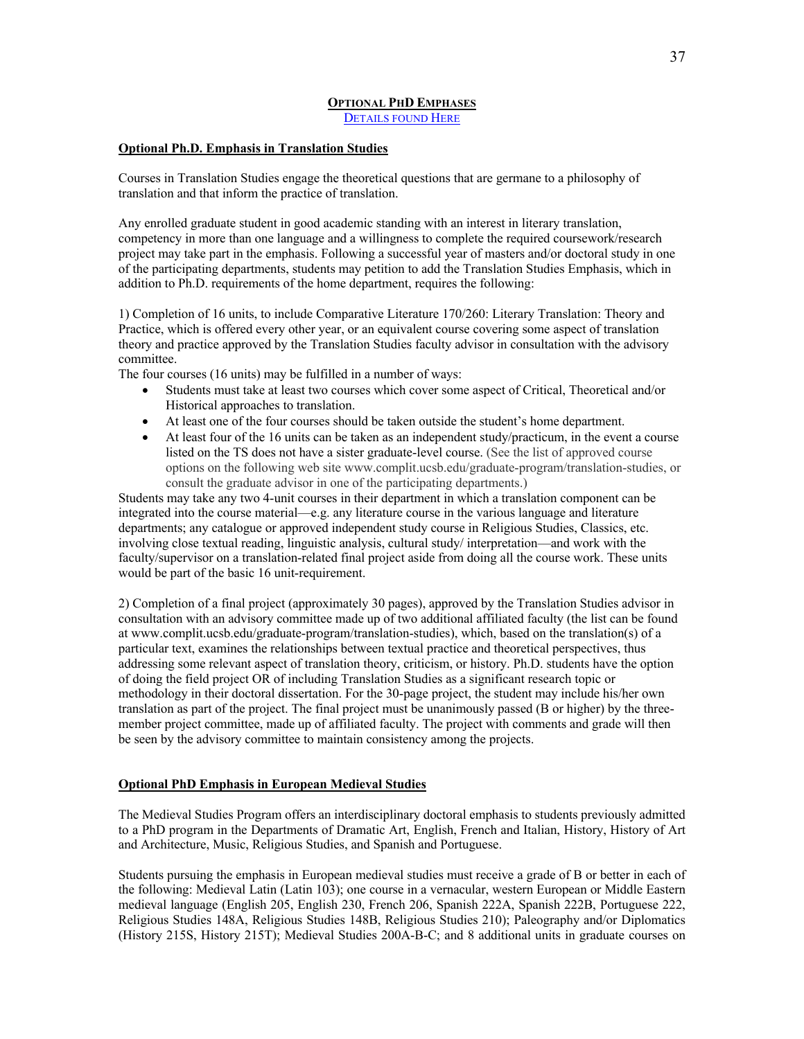## **Optional PhD Emphases**

Details found Here

### **Optional Ph.D. Emphasis in Translation Studies**

Courses in Translation Studies engage the theoretical questions that are germane to a philosophy of translation and that inform the practice of translation.

Any enrolled graduate student in good academic standing with an interest in literary translation, competency in more than one language and a willingness to complete the required coursework/research project may take part in the emphasis. Following a successful year of masters and/or doctoral study in one of the participating departments, students may petition to add the Translation Studies Emphasis, which in addition to Ph.D. requirements of the home department, requires the following:

1) Completion of 16 units, to include Comparative Literature 170/260: Literary Translation: Theory and Practice, which is offered every other year, or an equivalent course covering some aspect of translation theory and practice approved by the Translation Studies faculty advisor in consultation with the advisory committee.

The four courses (16 units) may be fulfilled in a number of ways:

- Students must take at least two courses which cover some aspect of Critical, Theoretical and/or Historical approaches to translation.
- At least one of the four courses should be taken outside the student's home department.
- At least four of the 16 units can be taken as an independent study/practicum, in the event a course listed on the TS does not have a sister graduate-level course. (See the list of approved course options on the following web site www.complit.ucsb.edu/graduate-program/translation-studies, or consult the graduate advisor in one of the participating departments.)

Students may take any two 4-unit courses in their department in which a translation component can be integrated into the course material—e.g. any literature course in the various language and literature departments; any catalogue or approved independent study course in Religious Studies, Classics, etc. involving close textual reading, linguistic analysis, cultural study/ interpretation—and work with the faculty/supervisor on a translation-related final project aside from doing all the course work. These units would be part of the basic 16 unit-requirement.

2) Completion of a final project (approximately 30 pages), approved by the Translation Studies advisor in consultation with an advisory committee made up of two additional affiliated faculty (the list can be found at www.complit.ucsb.edu/graduate-program/translation-studies), which, based on the translation(s) of a particular text, examines the relationships between textual practice and theoretical perspectives, thus addressing some relevant aspect of translation theory, criticism, or history. Ph.D. students have the option of doing the field project OR of including Translation Studies as a significant research topic or methodology in their doctoral dissertation. For the 30-page project, the student may include his/her own translation as part of the project. The final project must be unanimously passed (B or higher) by the three-member project committee, made up of affiliated faculty. The project with comments and grade will then be seen by the advisory committee to maintain consistency among the projects.

### **Optional PhD Emphasis in European Medieval Studies**

The Medieval Studies Program offers an interdisciplinary doctoral emphasis to students previously admitted to a PhD program in the Departments of Dramatic Art, English, French and Italian, History, History of Art and Architecture, Music, Religious Studies, and Spanish and Portuguese.

Students pursuing the emphasis in European medieval studies must receive a grade of B or better in each of the following: Medieval Latin (Latin 103); one course in a vernacular, western European or Middle Eastern medieval language (English 205, English 230, French 206, Spanish 222A, Spanish 222B, Portuguese 222, Religious Studies 148A, Religious Studies 148B, Religious Studies 210); Paleography and/or Diplomatics (History 215S, History 215T); Medieval Studies 200A-B-C; and 8 additional units in graduate courses on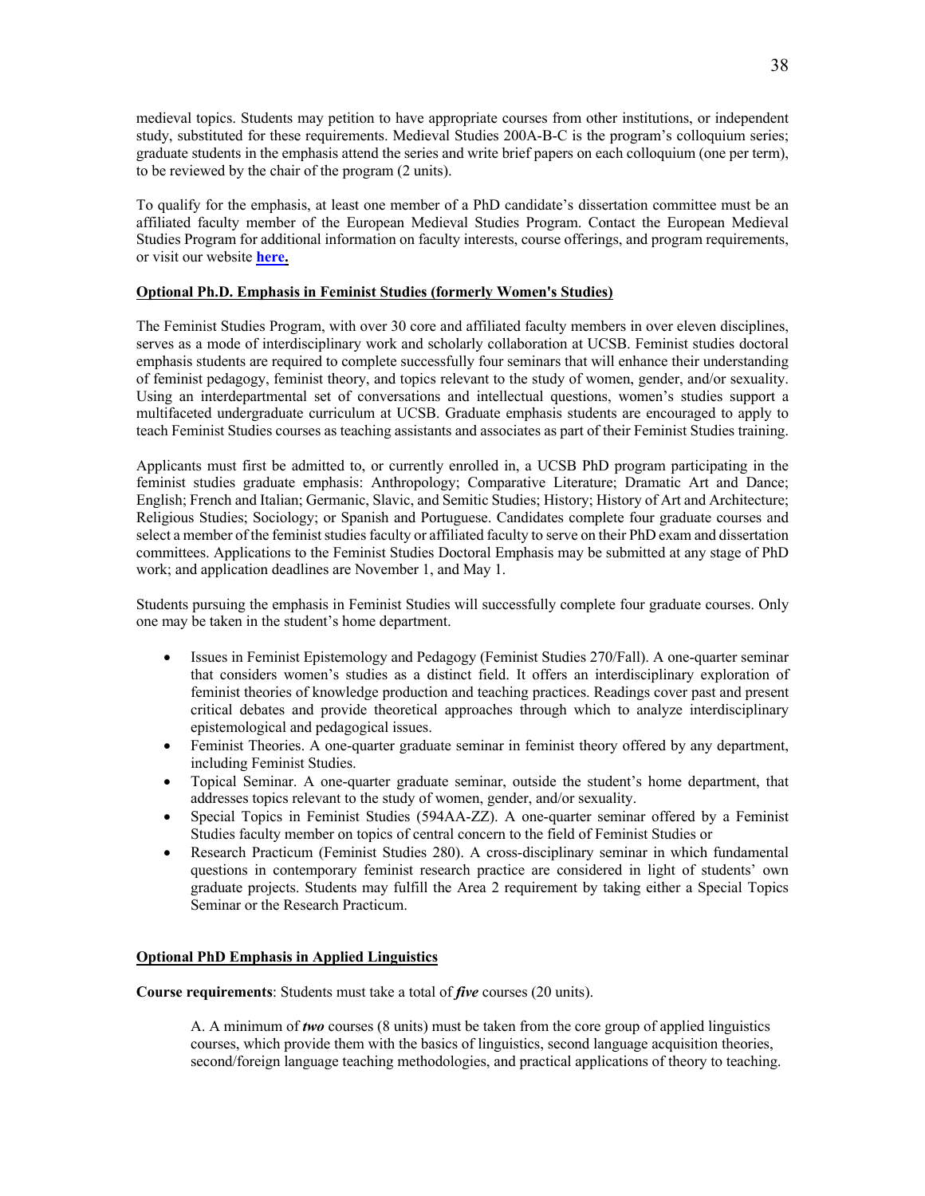medieval topics. Students may petition to have appropriate courses from other institutions, or independent study, substituted for these requirements. Medieval Studies 200A-B-C is the program's colloquium series; graduate students in the emphasis attend the series and write brief papers on each colloquium (one per term), to be reviewed by the chair of the program (2 units).

To qualify for the emphasis, at least one member of a PhD candidate's dissertation committee must be an affiliated faculty member of the European Medieval Studies Program. Contact the European Medieval Studies Program for additional information on faculty interests, course offerings, and program requirements, or visit our website **here.**

**Optional Ph.D. Emphasis in Feminist Studies (formerly Women's Studies)**

The Feminist Studies Program, with over 30 core and affiliated faculty members in over eleven disciplines, serves as a mode of interdisciplinary work and scholarly collaboration at UCSB. Feminist studies doctoral emphasis students are required to complete successfully four seminars that will enhance their understanding of feminist pedagogy, feminist theory, and topics relevant to the study of women, gender, and/or sexuality. Using an interdepartmental set of conversations and intellectual questions, women's studies support a multifaceted undergraduate curriculum at UCSB. Graduate emphasis students are encouraged to apply to teach Feminist Studies courses as teaching assistants and associates as part of their Feminist Studies training.

Applicants must first be admitted to, or currently enrolled in, a UCSB PhD program participating in the feminist studies graduate emphasis: Anthropology; Comparative Literature; Dramatic Art and Dance; English; French and Italian; Germanic, Slavic, and Semitic Studies; History; History of Art and Architecture; Religious Studies; Sociology; or Spanish and Portuguese. Candidates complete four graduate courses and select a member of the feminist studies faculty or affiliated faculty to serve on their PhD exam and dissertation committees. Applications to the Feminist Studies Doctoral Emphasis may be submitted at any stage of PhD work; and application deadlines are November 1, and May 1.

Students pursuing the emphasis in Feminist Studies will successfully complete four graduate courses. Only one may be taken in the student's home department.

- Issues in Feminist Epistemology and Pedagogy (Feminist Studies 270/Fall). A one-quarter seminar that considers women's studies as a distinct field. It offers an interdisciplinary exploration of feminist theories of knowledge production and teaching practices. Readings cover past and present critical debates and provide theoretical approaches through which to analyze interdisciplinary epistemological and pedagogical issues.
- Feminist Theories. A one-quarter graduate seminar in feminist theory offered by any department, including Feminist Studies.
- Topical Seminar. A one-quarter graduate seminar, outside the student's home department, that addresses topics relevant to the study of women, gender, and/or sexuality.
- Special Topics in Feminist Studies (594AA-ZZ). A one-quarter seminar offered by a Feminist Studies faculty member on topics of central concern to the field of Feminist Studies or
- Research Practicum (Feminist Studies 280). A cross-disciplinary seminar in which fundamental questions in contemporary feminist research practice are considered in light of students' own graduate projects. Students may fulfill the Area 2 requirement by taking either a Special Topics Seminar or the Research Practicum.

**Optional PhD Emphasis in Applied Linguistics**

**Course requirements**: Students must take a total of ***five*** courses (20 units).

A. A minimum of ***two*** courses (8 units) must be taken from the core group of applied linguistics courses, which provide them with the basics of linguistics, second language acquisition theories, second/foreign language teaching methodologies, and practical applications of theory to teaching.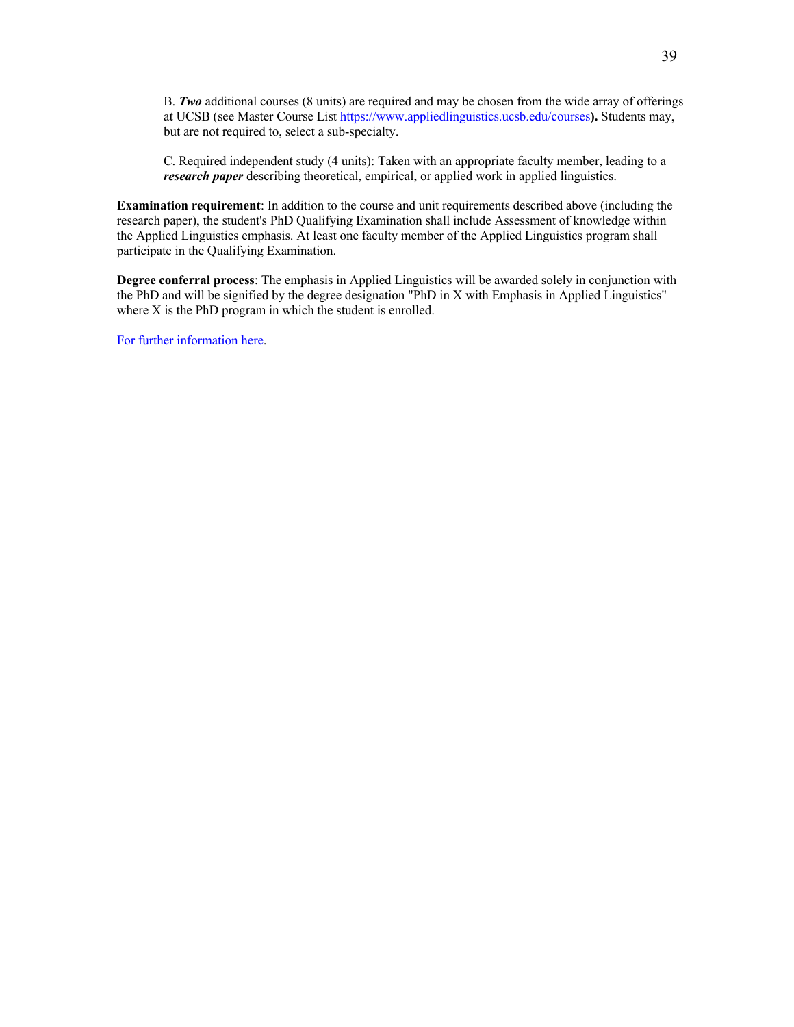B. ***Two*** additional courses (8 units) are required and may be chosen from the wide array of offerings at UCSB (see Master Course List https://www.appliedlinguistics.ucsb.edu/courses**).** Students may, but are not required to, select a sub-specialty.

C. Required independent study (4 units): Taken with an appropriate faculty member, leading to a ***research paper*** describing theoretical, empirical, or applied work in applied linguistics.

**Examination requirement**: In addition to the course and unit requirements described above (including the research paper), the student's PhD Qualifying Examination shall include Assessment of knowledge within the Applied Linguistics emphasis. At least one faculty member of the Applied Linguistics program shall participate in the Qualifying Examination.

**Degree conferral process**: The emphasis in Applied Linguistics will be awarded solely in conjunction with the PhD and will be signified by the degree designation "PhD in X with Emphasis in Applied Linguistics" where X is the PhD program in which the student is enrolled.

For further information here.